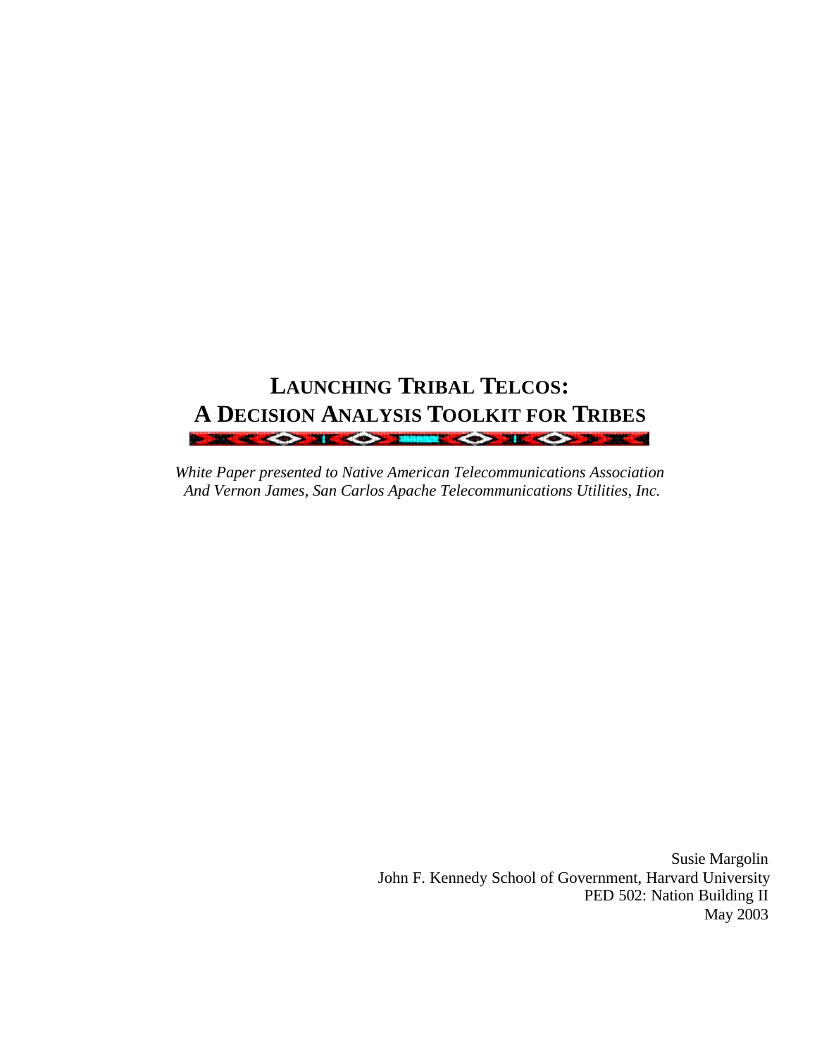# LAUNCHING TRIBAL TELCOS: A DECISION ANALYSIS TOOLKIT FOR TRIBES

*White Paper presented to Native American Telecommunications Association*
*And Vernon James, San Carlos Apache Telecommunications Utilities, Inc.*

Susie Margolin
John F. Kennedy School of Government, Harvard University
PED 502: Nation Building II
May 2003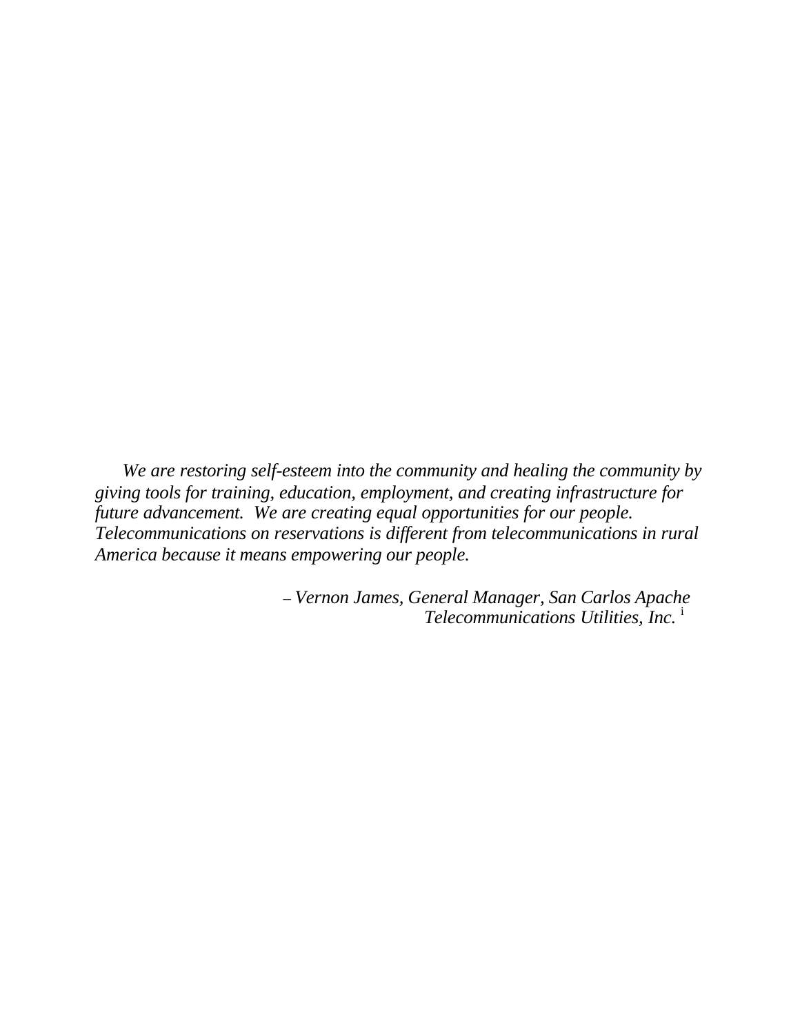*We are restoring self-esteem into the community and healing the community by giving tools for training, education, employment, and creating infrastructure for future advancement. We are creating equal opportunities for our people. Telecommunications on reservations is different from telecommunications in rural America because it means empowering our people.*

*– Vernon James, General Manager, San Carlos Apache Telecommunications Utilities, Inc.* [i]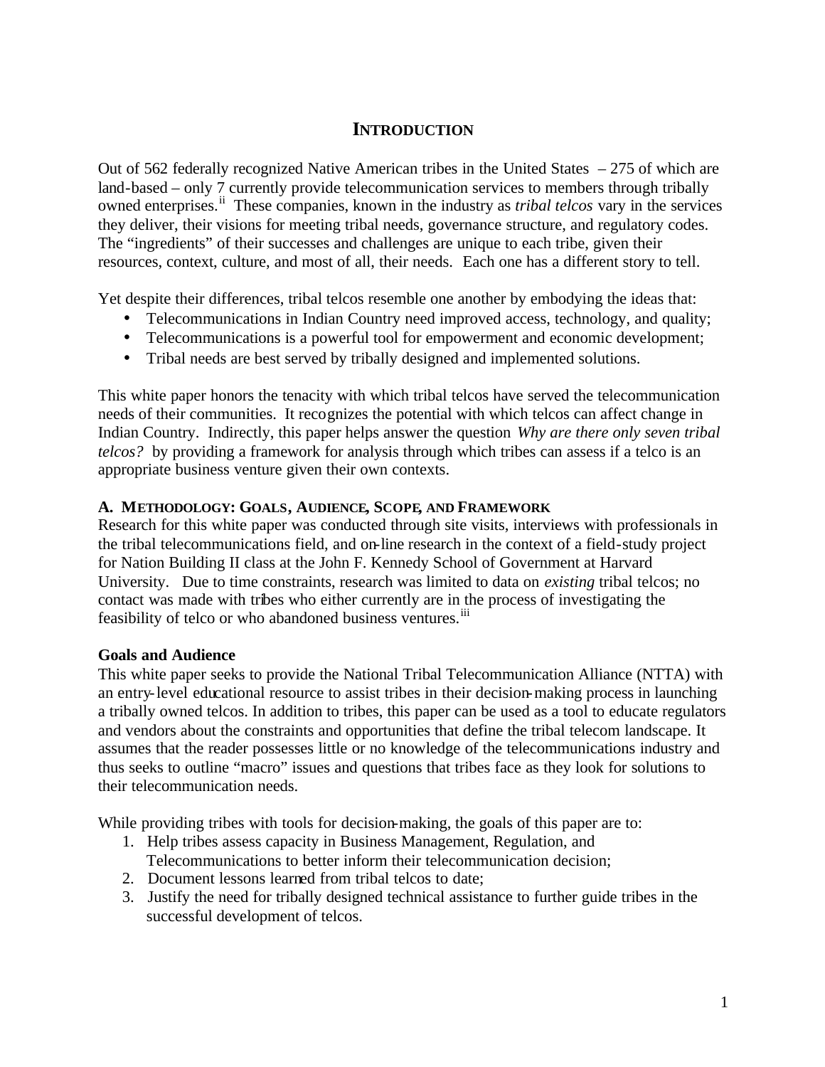# INTRODUCTION

Out of 562 federally recognized Native American tribes in the United States – 275 of which are land-based – only 7 currently provide telecommunication services to members through tribally owned enterprises.[ii] These companies, known in the industry as *tribal telcos* vary in the services they deliver, their visions for meeting tribal needs, governance structure, and regulatory codes. The "ingredients" of their successes and challenges are unique to each tribe, given their resources, context, culture, and most of all, their needs. Each one has a different story to tell.

Yet despite their differences, tribal telcos resemble one another by embodying the ideas that:

- Telecommunications in Indian Country need improved access, technology, and quality;
- Telecommunications is a powerful tool for empowerment and economic development;
- Tribal needs are best served by tribally designed and implemented solutions.

This white paper honors the tenacity with which tribal telcos have served the telecommunication needs of their communities. It recognizes the potential with which telcos can affect change in Indian Country. Indirectly, this paper helps answer the question *Why are there only seven tribal telcos?* by providing a framework for analysis through which tribes can assess if a telco is an appropriate business venture given their own contexts.

## A. METHODOLOGY: GOALS, AUDIENCE, SCOPE, AND FRAMEWORK

Research for this white paper was conducted through site visits, interviews with professionals in the tribal telecommunications field, and on-line research in the context of a field-study project for Nation Building II class at the John F. Kennedy School of Government at Harvard University. Due to time constraints, research was limited to data on *existing* tribal telcos; no contact was made with tribes who either currently are in the process of investigating the feasibility of telco or who abandoned business ventures.[iii]

### Goals and Audience

This white paper seeks to provide the National Tribal Telecommunication Alliance (NTTA) with an entry-level educational resource to assist tribes in their decision-making process in launching a tribally owned telcos. In addition to tribes, this paper can be used as a tool to educate regulators and vendors about the constraints and opportunities that define the tribal telecom landscape. It assumes that the reader possesses little or no knowledge of the telecommunications industry and thus seeks to outline "macro" issues and questions that tribes face as they look for solutions to their telecommunication needs.

While providing tribes with tools for decision-making, the goals of this paper are to:

1. Help tribes assess capacity in Business Management, Regulation, and Telecommunications to better inform their telecommunication decision;
2. Document lessons learned from tribal telcos to date;
3. Justify the need for tribally designed technical assistance to further guide tribes in the successful development of telcos.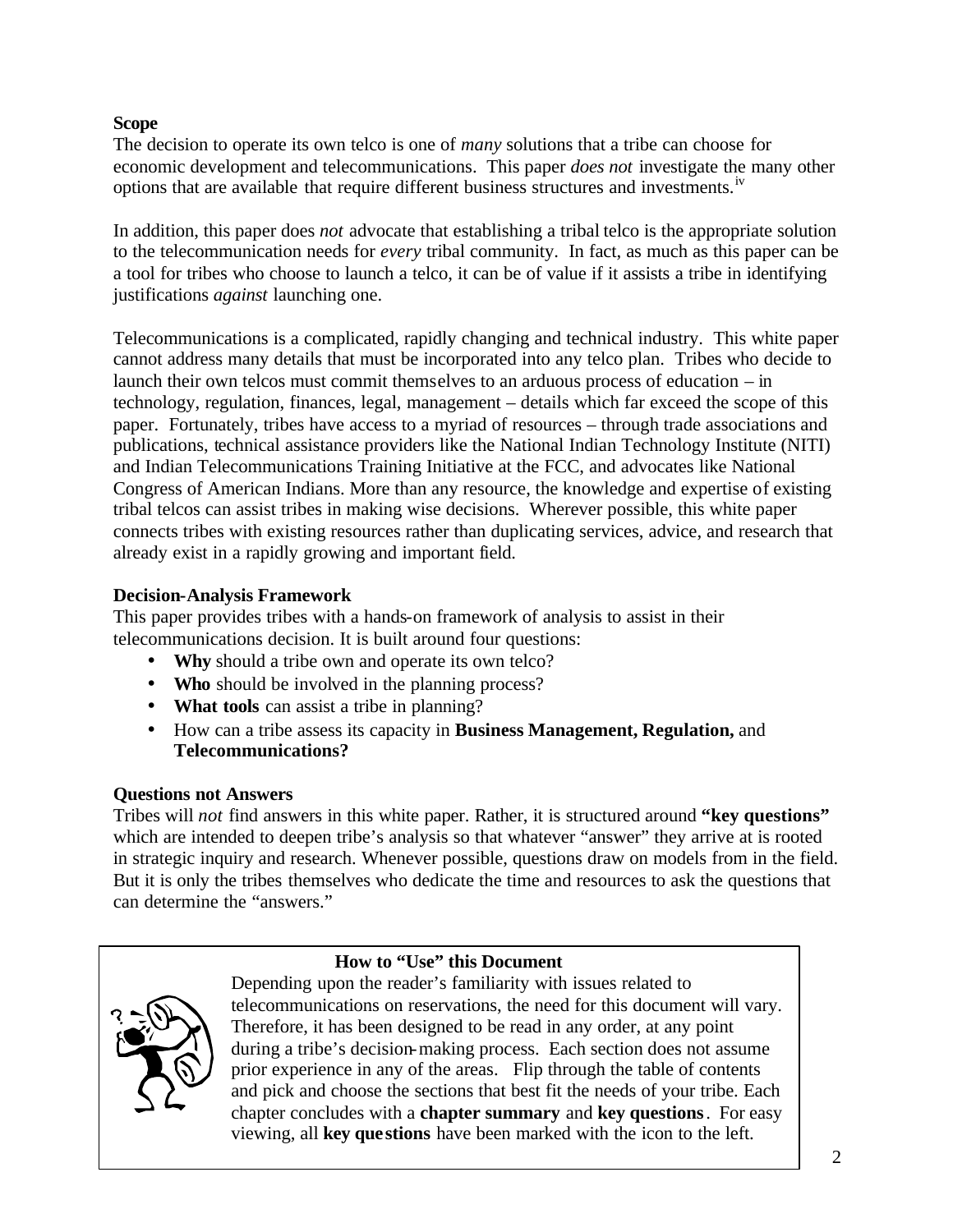**Scope**

The decision to operate its own telco is one of *many* solutions that a tribe can choose for economic development and telecommunications. This paper *does not* investigate the many other options that are available that require different business structures and investments.[iv]

In addition, this paper does *not* advocate that establishing a tribal telco is the appropriate solution to the telecommunication needs for *every* tribal community. In fact, as much as this paper can be a tool for tribes who choose to launch a telco, it can be of value if it assists a tribe in identifying justifications *against* launching one.

Telecommunications is a complicated, rapidly changing and technical industry. This white paper cannot address many details that must be incorporated into any telco plan. Tribes who decide to launch their own telcos must commit themselves to an arduous process of education – in technology, regulation, finances, legal, management – details which far exceed the scope of this paper. Fortunately, tribes have access to a myriad of resources – through trade associations and publications, technical assistance providers like the National Indian Technology Institute (NITI) and Indian Telecommunications Training Initiative at the FCC, and advocates like National Congress of American Indians. More than any resource, the knowledge and expertise of existing tribal telcos can assist tribes in making wise decisions. Wherever possible, this white paper connects tribes with existing resources rather than duplicating services, advice, and research that already exist in a rapidly growing and important field.

**Decision-Analysis Framework**

This paper provides tribes with a hands-on framework of analysis to assist in their telecommunications decision. It is built around four questions:

- **Why** should a tribe own and operate its own telco?
- **Who** should be involved in the planning process?
- **What tools** can assist a tribe in planning?
- How can a tribe assess its capacity in **Business Management, Regulation,** and **Telecommunications?**

**Questions not Answers**

Tribes will *not* find answers in this white paper. Rather, it is structured around **"key questions"** which are intended to deepen tribe's analysis so that whatever "answer" they arrive at is rooted in strategic inquiry and research. Whenever possible, questions draw on models from in the field. But it is only the tribes themselves who dedicate the time and resources to ask the questions that can determine the "answers."

**How to "Use" this Document**

Depending upon the reader's familiarity with issues related to telecommunications on reservations, the need for this document will vary. Therefore, it has been designed to be read in any order, at any point during a tribe's decision-making process. Each section does not assume prior experience in any of the areas. Flip through the table of contents and pick and choose the sections that best fit the needs of your tribe. Each chapter concludes with a **chapter summary** and **key questions**. For easy viewing, all **key questions** have been marked with the icon to the left.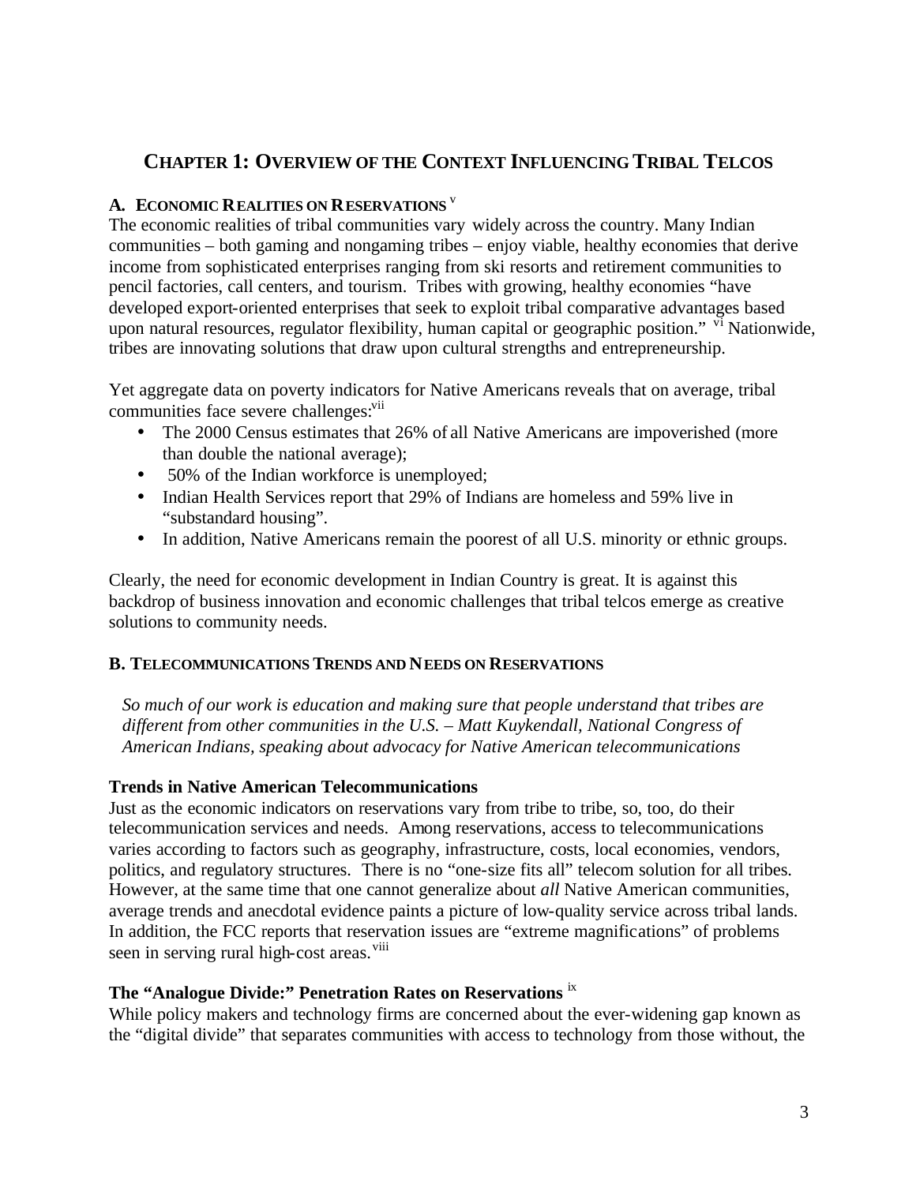# CHAPTER 1: OVERVIEW OF THE CONTEXT INFLUENCING TRIBAL TELCOS

## A. ECONOMIC REALITIES ON RESERVATIONS [v]

The economic realities of tribal communities vary widely across the country. Many Indian communities – both gaming and nongaming tribes – enjoy viable, healthy economies that derive income from sophisticated enterprises ranging from ski resorts and retirement communities to pencil factories, call centers, and tourism. Tribes with growing, healthy economies "have developed export-oriented enterprises that seek to exploit tribal comparative advantages based upon natural resources, regulator flexibility, human capital or geographic position." [vi] Nationwide, tribes are innovating solutions that draw upon cultural strengths and entrepreneurship.

Yet aggregate data on poverty indicators for Native Americans reveals that on average, tribal communities face severe challenges:[vii]

- The 2000 Census estimates that 26% of all Native Americans are impoverished (more than double the national average);
- 50% of the Indian workforce is unemployed;
- Indian Health Services report that 29% of Indians are homeless and 59% live in "substandard housing".
- In addition, Native Americans remain the poorest of all U.S. minority or ethnic groups.

Clearly, the need for economic development in Indian Country is great. It is against this backdrop of business innovation and economic challenges that tribal telcos emerge as creative solutions to community needs.

## B. TELECOMMUNICATIONS TRENDS AND NEEDS ON RESERVATIONS

*So much of our work is education and making sure that people understand that tribes are different from other communities in the U.S. – Matt Kuykendall, National Congress of American Indians, speaking about advocacy for Native American telecommunications*

### Trends in Native American Telecommunications

Just as the economic indicators on reservations vary from tribe to tribe, so, too, do their telecommunication services and needs. Among reservations, access to telecommunications varies according to factors such as geography, infrastructure, costs, local economies, vendors, politics, and regulatory structures. There is no "one-size fits all" telecom solution for all tribes. However, at the same time that one cannot generalize about *all* Native American communities, average trends and anecdotal evidence paints a picture of low-quality service across tribal lands. In addition, the FCC reports that reservation issues are "extreme magnifications" of problems seen in serving rural high-cost areas. [viii]

### The "Analogue Divide:" Penetration Rates on Reservations [ix]

While policy makers and technology firms are concerned about the ever-widening gap known as the "digital divide" that separates communities with access to technology from those without, the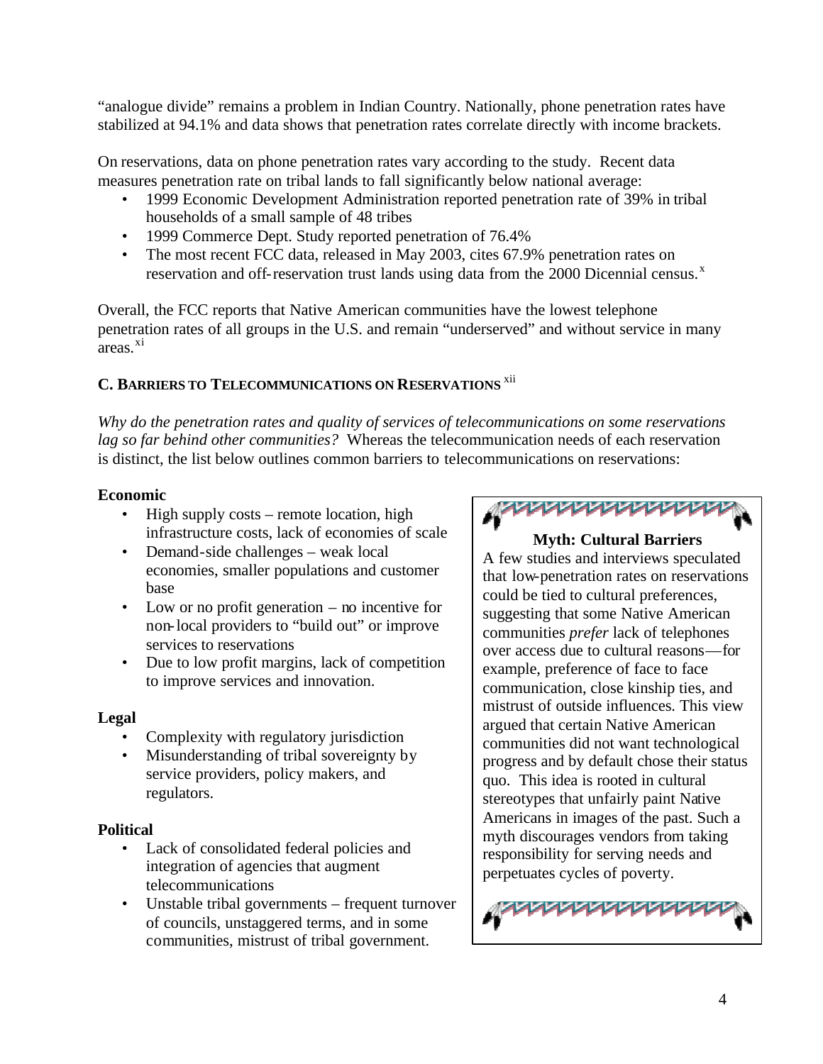"analogue divide" remains a problem in Indian Country. Nationally, phone penetration rates have stabilized at 94.1% and data shows that penetration rates correlate directly with income brackets.

On reservations, data on phone penetration rates vary according to the study. Recent data measures penetration rate on tribal lands to fall significantly below national average:

- 1999 Economic Development Administration reported penetration rate of 39% in tribal households of a small sample of 48 tribes
- 1999 Commerce Dept. Study reported penetration of 76.4%
- The most recent FCC data, released in May 2003, cites 67.9% penetration rates on reservation and off-reservation trust lands using data from the 2000 Dicennial census.[x]

Overall, the FCC reports that Native American communities have the lowest telephone penetration rates of all groups in the U.S. and remain "underserved" and without service in many areas.[xi]

## C. Barriers to Telecommunications on Reservations [xii]

*Why do the penetration rates and quality of services of telecommunications on some reservations lag so far behind other communities?* Whereas the telecommunication needs of each reservation is distinct, the list below outlines common barriers to telecommunications on reservations:

**Economic**

- High supply costs – remote location, high infrastructure costs, lack of economies of scale
- Demand-side challenges – weak local economies, smaller populations and customer base
- Low or no profit generation – no incentive for non-local providers to "build out" or improve services to reservations
- Due to low profit margins, lack of competition to improve services and innovation.

**Legal**

- Complexity with regulatory jurisdiction
- Misunderstanding of tribal sovereignty by service providers, policy makers, and regulators.

**Political**

- Lack of consolidated federal policies and integration of agencies that augment telecommunications
- Unstable tribal governments – frequent turnover of councils, unstaggered terms, and in some communities, mistrust of tribal government.

**Myth: Cultural Barriers**

A few studies and interviews speculated that low-penetration rates on reservations could be tied to cultural preferences, suggesting that some Native American communities *prefer* lack of telephones over access due to cultural reasons—for example, preference of face to face communication, close kinship ties, and mistrust of outside influences. This view argued that certain Native American communities did not want technological progress and by default chose their status quo. This idea is rooted in cultural stereotypes that unfairly paint Native Americans in images of the past. Such a myth discourages vendors from taking responsibility for serving needs and perpetuates cycles of poverty.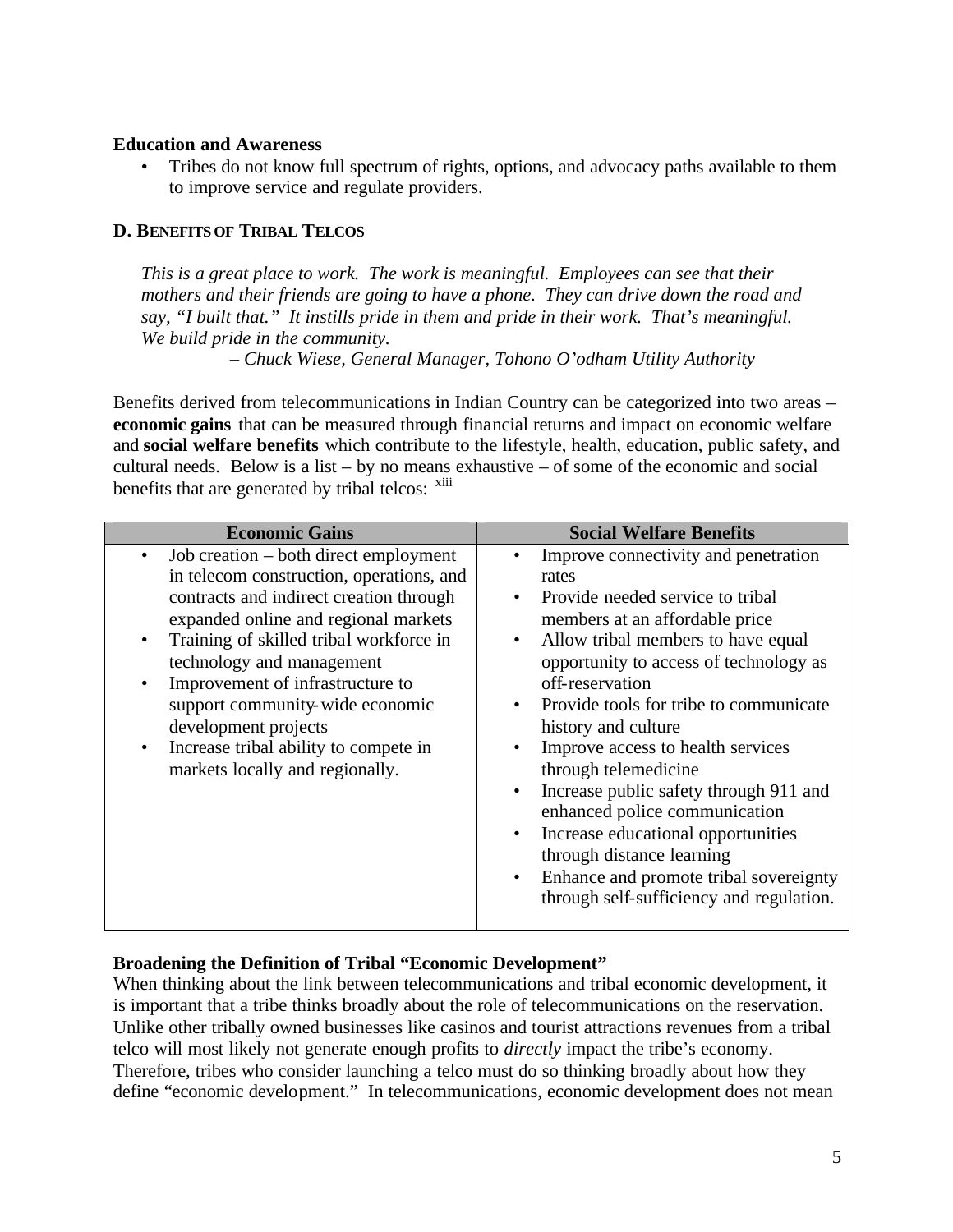**Education and Awareness**

- Tribes do not know full spectrum of rights, options, and advocacy paths available to them to improve service and regulate providers.

### D. BENEFITS OF TRIBAL TELCOS

*This is a great place to work. The work is meaningful. Employees can see that their mothers and their friends are going to have a phone. They can drive down the road and say, "I built that." It instills pride in them and pride in their work. That's meaningful. We build pride in the community.*

*– Chuck Wiese, General Manager, Tohono O'odham Utility Authority*

Benefits derived from telecommunications in Indian Country can be categorized into two areas – **economic gains** that can be measured through financial returns and impact on economic welfare and **social welfare benefits** which contribute to the lifestyle, health, education, public safety, and cultural needs. Below is a list – by no means exhaustive – of some of the economic and social benefits that are generated by tribal telcos: [xiii]

| Economic Gains | Social Welfare Benefits |
|---|---|
| • Job creation – both direct employment in telecom construction, operations, and contracts and indirect creation through expanded online and regional markets<br>• Training of skilled tribal workforce in technology and management<br>• Improvement of infrastructure to support community-wide economic development projects<br>• Increase tribal ability to compete in markets locally and regionally. | • Improve connectivity and penetration rates<br>• Provide needed service to tribal members at an affordable price<br>• Allow tribal members to have equal opportunity to access of technology as off-reservation<br>• Provide tools for tribe to communicate history and culture<br>• Improve access to health services through telemedicine<br>• Increase public safety through 911 and enhanced police communication<br>• Increase educational opportunities through distance learning<br>• Enhance and promote tribal sovereignty through self-sufficiency and regulation. |

**Broadening the Definition of Tribal "Economic Development"**

When thinking about the link between telecommunications and tribal economic development, it is important that a tribe thinks broadly about the role of telecommunications on the reservation. Unlike other tribally owned businesses like casinos and tourist attractions revenues from a tribal telco will most likely not generate enough profits to *directly* impact the tribe's economy. Therefore, tribes who consider launching a telco must do so thinking broadly about how they define "economic development." In telecommunications, economic development does not mean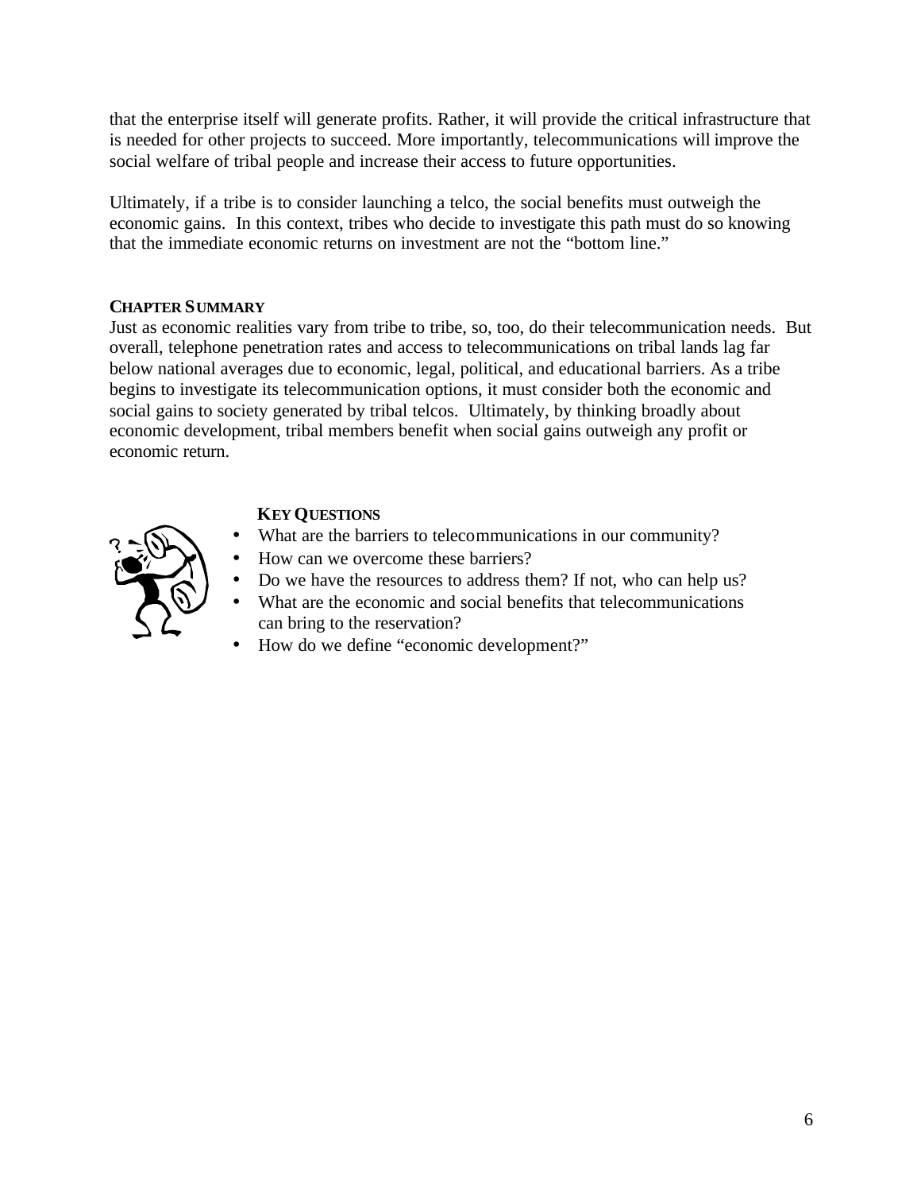that the enterprise itself will generate profits. Rather, it will provide the critical infrastructure that is needed for other projects to succeed. More importantly, telecommunications will improve the social welfare of tribal people and increase their access to future opportunities.

Ultimately, if a tribe is to consider launching a telco, the social benefits must outweigh the economic gains. In this context, tribes who decide to investigate this path must do so knowing that the immediate economic returns on investment are not the "bottom line."

### CHAPTER SUMMARY

Just as economic realities vary from tribe to tribe, so, too, do their telecommunication needs. But overall, telephone penetration rates and access to telecommunications on tribal lands lag far below national averages due to economic, legal, political, and educational barriers. As a tribe begins to investigate its telecommunication options, it must consider both the economic and social gains to society generated by tribal telcos. Ultimately, by thinking broadly about economic development, tribal members benefit when social gains outweigh any profit or economic return.

### KEY QUESTIONS

- What are the barriers to telecommunications in our community?
- How can we overcome these barriers?
- Do we have the resources to address them? If not, who can help us?
- What are the economic and social benefits that telecommunications can bring to the reservation?
- How do we define "economic development?"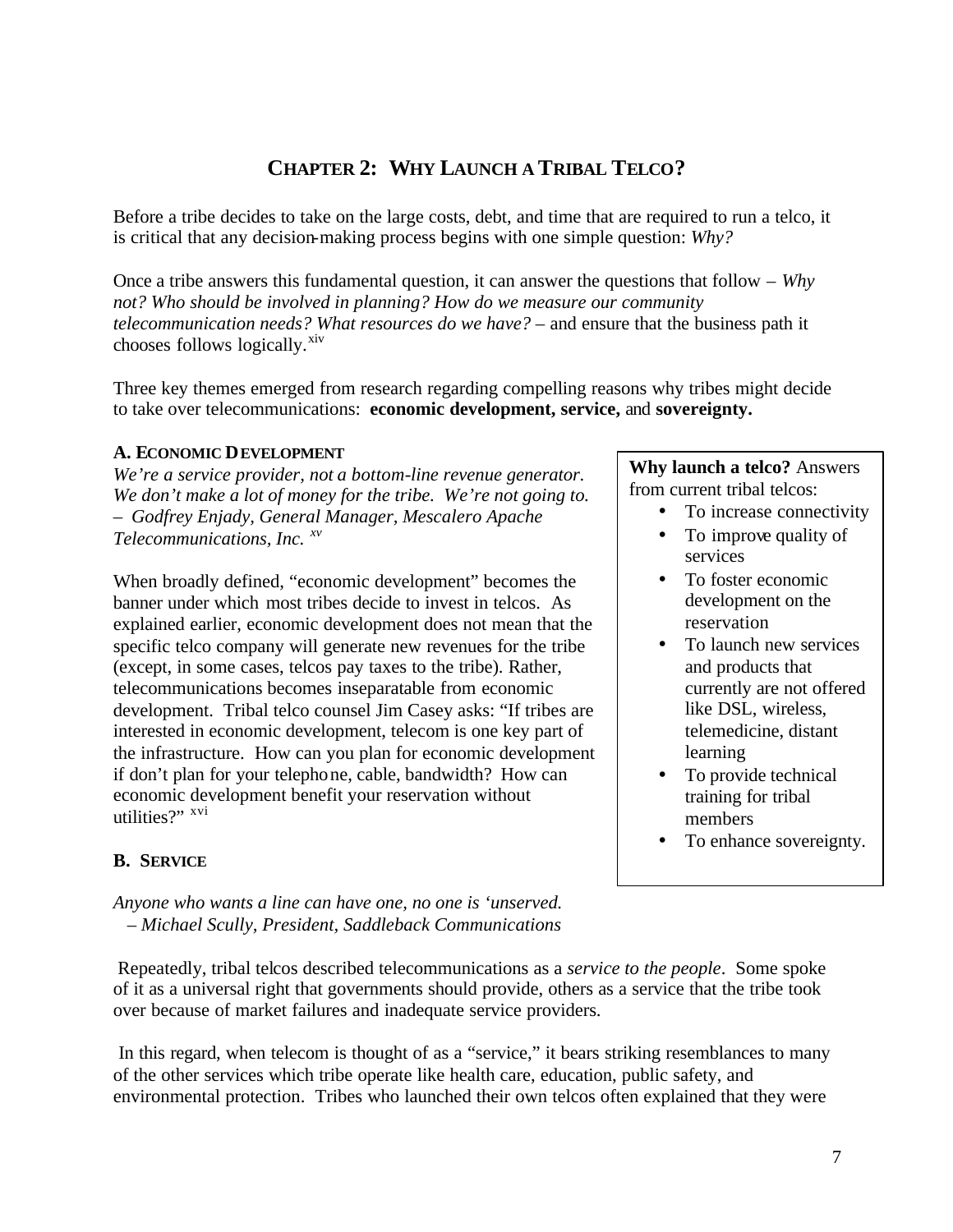# CHAPTER 2: WHY LAUNCH A TRIBAL TELCO?

Before a tribe decides to take on the large costs, debt, and time that are required to run a telco, it is critical that any decision-making process begins with one simple question: *Why?*

Once a tribe answers this fundamental question, it can answer the questions that follow – *Why not? Who should be involved in planning? How do we measure our community telecommunication needs? What resources do we have?* – and ensure that the business path it chooses follows logically.[xiv]

Three key themes emerged from research regarding compelling reasons why tribes might decide to take over telecommunications: **economic development, service,** and **sovereignty.**

### A. ECONOMIC DEVELOPMENT

*We're a service provider, not a bottom-line revenue generator. We don't make a lot of money for the tribe. We're not going to. – Godfrey Enjady, General Manager, Mescalero Apache Telecommunications, Inc.* [xv]

When broadly defined, "economic development" becomes the banner under which most tribes decide to invest in telcos. As explained earlier, economic development does not mean that the specific telco company will generate new revenues for the tribe (except, in some cases, telcos pay taxes to the tribe). Rather, telecommunications becomes inseparatable from economic development. Tribal telco counsel Jim Casey asks: "If tribes are interested in economic development, telecom is one key part of the infrastructure. How can you plan for economic development if don't plan for your telephone, cable, bandwidth? How can economic development benefit your reservation without utilities?" [xvi]

**Why launch a telco?** Answers from current tribal telcos:

- To increase connectivity
- To improve quality of services
- To foster economic development on the reservation
- To launch new services and products that currently are not offered like DSL, wireless, telemedicine, distant learning
- To provide technical training for tribal members
- To enhance sovereignty.

### B. SERVICE

*Anyone who wants a line can have one, no one is 'unserved.*
*– Michael Scully, President, Saddleback Communications*

Repeatedly, tribal telcos described telecommunications as a *service to the people*. Some spoke of it as a universal right that governments should provide, others as a service that the tribe took over because of market failures and inadequate service providers.

In this regard, when telecom is thought of as a "service," it bears striking resemblances to many of the other services which tribe operate like health care, education, public safety, and environmental protection. Tribes who launched their own telcos often explained that they were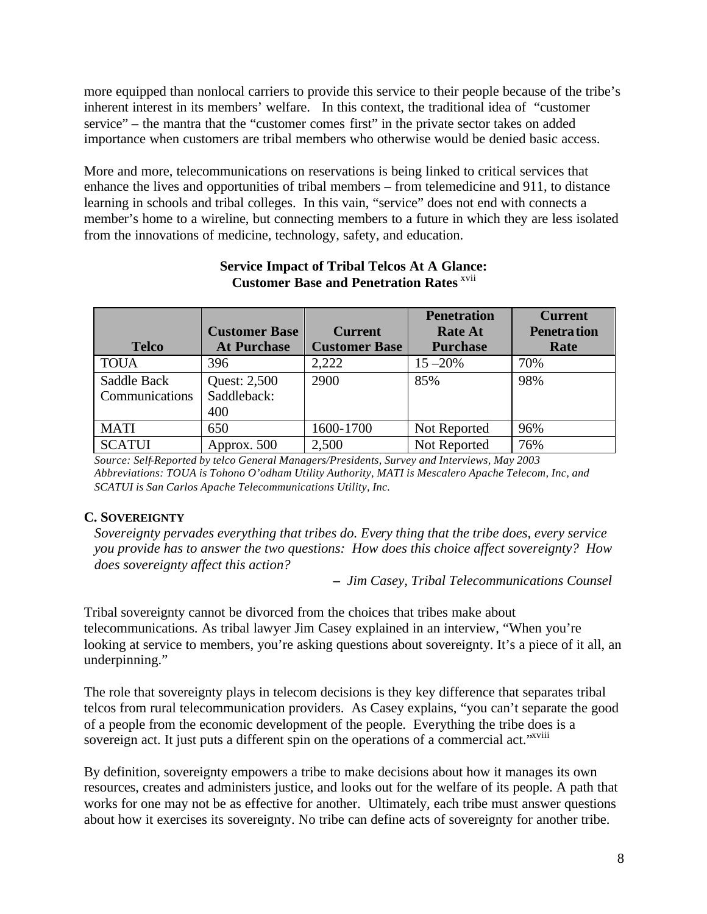more equipped than nonlocal carriers to provide this service to their people because of the tribe's inherent interest in its members' welfare. In this context, the traditional idea of "customer service" – the mantra that the "customer comes first" in the private sector takes on added importance when customers are tribal members who otherwise would be denied basic access.

More and more, telecommunications on reservations is being linked to critical services that enhance the lives and opportunities of tribal members – from telemedicine and 911, to distance learning in schools and tribal colleges. In this vain, "service" does not end with connects a member's home to a wireline, but connecting members to a future in which they are less isolated from the innovations of medicine, technology, safety, and education.

**Service Impact of Tribal Telcos At A Glance: Customer Base and Penetration Rates** [xvii]

| Telco | Customer Base At Purchase | Current Customer Base | Penetration Rate At Purchase | Current Penetration Rate |
|---|---|---|---|---|
| TOUA | 396 | 2,222 | 15 –20% | 70% |
| Saddle Back Communications | Quest: 2,500 Saddleback: 400 | 2900 | 85% | 98% |
| MATI | 650 | 1600-1700 | Not Reported | 96% |
| SCATUI | Approx. 500 | 2,500 | Not Reported | 76% |

*Source: Self-Reported by telco General Managers/Presidents, Survey and Interviews, May 2003*
*Abbreviations: TOUA is Tohono O'odham Utility Authority, MATI is Mescalero Apache Telecom, Inc, and SCATUI is San Carlos Apache Telecommunications Utility, Inc.*

### C. SOVEREIGNTY

*Sovereignty pervades everything that tribes do. Every thing that the tribe does, every service you provide has to answer the two questions: How does this choice affect sovereignty? How does sovereignty affect this action?*

*– Jim Casey, Tribal Telecommunications Counsel*

Tribal sovereignty cannot be divorced from the choices that tribes make about telecommunications. As tribal lawyer Jim Casey explained in an interview, "When you're looking at service to members, you're asking questions about sovereignty. It's a piece of it all, an underpinning."

The role that sovereignty plays in telecom decisions is they key difference that separates tribal telcos from rural telecommunication providers. As Casey explains, "you can't separate the good of a people from the economic development of the people. Everything the tribe does is a sovereign act. It just puts a different spin on the operations of a commercial act."[xviii]

By definition, sovereignty empowers a tribe to make decisions about how it manages its own resources, creates and administers justice, and looks out for the welfare of its people. A path that works for one may not be as effective for another. Ultimately, each tribe must answer questions about how it exercises its sovereignty. No tribe can define acts of sovereignty for another tribe.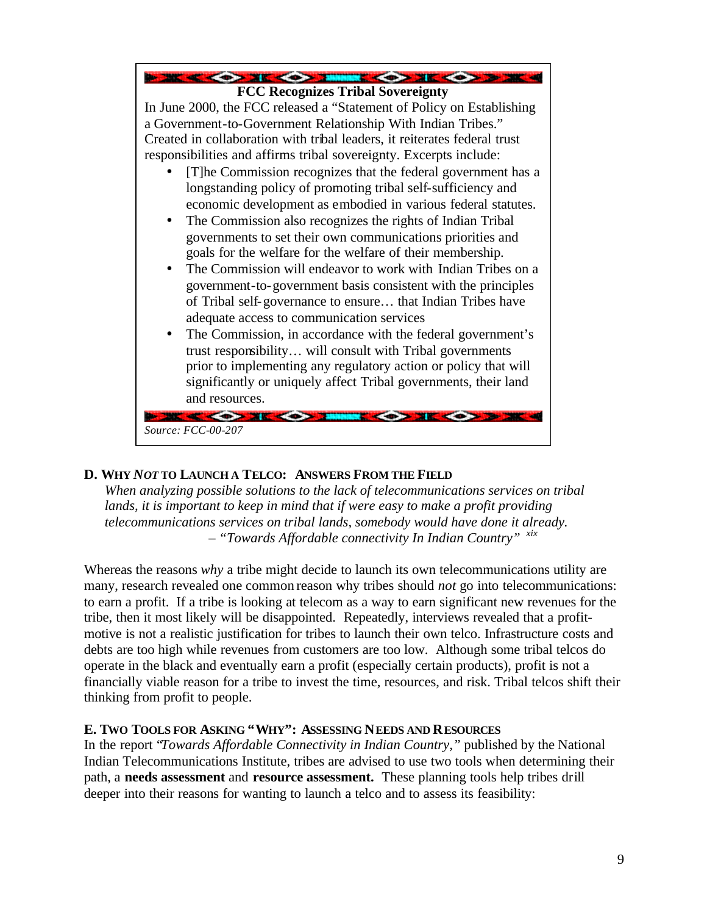**FCC Recognizes Tribal Sovereignty**

In June 2000, the FCC released a "Statement of Policy on Establishing a Government-to-Government Relationship With Indian Tribes." Created in collaboration with tribal leaders, it reiterates federal trust responsibilities and affirms tribal sovereignty. Excerpts include:

- [T]he Commission recognizes that the federal government has a longstanding policy of promoting tribal self-sufficiency and economic development as embodied in various federal statutes.
- The Commission also recognizes the rights of Indian Tribal governments to set their own communications priorities and goals for the welfare for the welfare of their membership.
- The Commission will endeavor to work with Indian Tribes on a government-to-government basis consistent with the principles of Tribal self-governance to ensure… that Indian Tribes have adequate access to communication services
- The Commission, in accordance with the federal government's trust responsibility… will consult with Tribal governments prior to implementing any regulatory action or policy that will significantly or uniquely affect Tribal governments, their land and resources.

*Source: FCC-00-207*

### D. Why *Not* to Launch a Telco: Answers From the Field

*When analyzing possible solutions to the lack of telecommunications services on tribal lands, it is important to keep in mind that if were easy to make a profit providing telecommunications services on tribal lands, somebody would have done it already.*
*– "Towards Affordable connectivity In Indian Country"* [xix]

Whereas the reasons *why* a tribe might decide to launch its own telecommunications utility are many, research revealed one common reason why tribes should *not* go into telecommunications: to earn a profit. If a tribe is looking at telecom as a way to earn significant new revenues for the tribe, then it most likely will be disappointed. Repeatedly, interviews revealed that a profit-motive is not a realistic justification for tribes to launch their own telco. Infrastructure costs and debts are too high while revenues from customers are too low. Although some tribal telcos do operate in the black and eventually earn a profit (especially certain products), profit is not a financially viable reason for a tribe to invest the time, resources, and risk. Tribal telcos shift their thinking from profit to people.

### E. Two Tools for Asking "Why": Assessing Needs and Resources

In the report "*Towards Affordable Connectivity in Indian Country,"* published by the National Indian Telecommunications Institute, tribes are advised to use two tools when determining their path, a **needs assessment** and **resource assessment.** These planning tools help tribes drill deeper into their reasons for wanting to launch a telco and to assess its feasibility: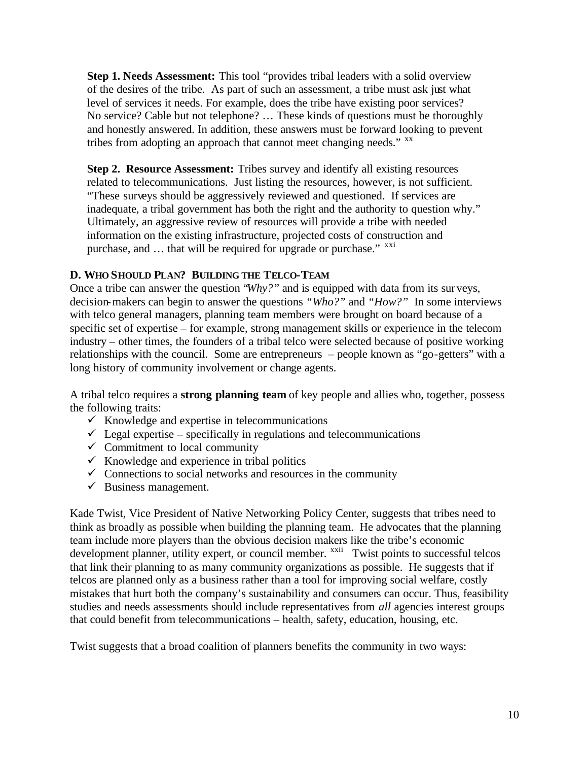**Step 1. Needs Assessment:** This tool "provides tribal leaders with a solid overview of the desires of the tribe. As part of such an assessment, a tribe must ask just what level of services it needs. For example, does the tribe have existing poor services? No service? Cable but not telephone? … These kinds of questions must be thoroughly and honestly answered. In addition, these answers must be forward looking to prevent tribes from adopting an approach that cannot meet changing needs." [xx]

**Step 2. Resource Assessment:** Tribes survey and identify all existing resources related to telecommunications. Just listing the resources, however, is not sufficient. "These surveys should be aggressively reviewed and questioned. If services are inadequate, a tribal government has both the right and the authority to question why." Ultimately, an aggressive review of resources will provide a tribe with needed information on the existing infrastructure, projected costs of construction and purchase, and … that will be required for upgrade or purchase." [xxi]

### D. Who Should Plan? Building the Telco-Team

Once a tribe can answer the question *"Why?"* and is equipped with data from its surveys, decision-makers can begin to answer the questions *"Who?"* and *"How?"* In some interviews with telco general managers, planning team members were brought on board because of a specific set of expertise – for example, strong management skills or experience in the telecom industry – other times, the founders of a tribal telco were selected because of positive working relationships with the council. Some are entrepreneurs – people known as "go-getters" with a long history of community involvement or change agents.

A tribal telco requires a **strong planning team** of key people and allies who, together, possess the following traits:

- ✓ Knowledge and expertise in telecommunications
- ✓ Legal expertise – specifically in regulations and telecommunications
- ✓ Commitment to local community
- ✓ Knowledge and experience in tribal politics
- ✓ Connections to social networks and resources in the community
- ✓ Business management.

Kade Twist, Vice President of Native Networking Policy Center, suggests that tribes need to think as broadly as possible when building the planning team. He advocates that the planning team include more players than the obvious decision makers like the tribe's economic development planner, utility expert, or council member. [xxii] Twist points to successful telcos that link their planning to as many community organizations as possible. He suggests that if telcos are planned only as a business rather than a tool for improving social welfare, costly mistakes that hurt both the company's sustainability and consumers can occur. Thus, feasibility studies and needs assessments should include representatives from *all* agencies interest groups that could benefit from telecommunications – health, safety, education, housing, etc.

Twist suggests that a broad coalition of planners benefits the community in two ways: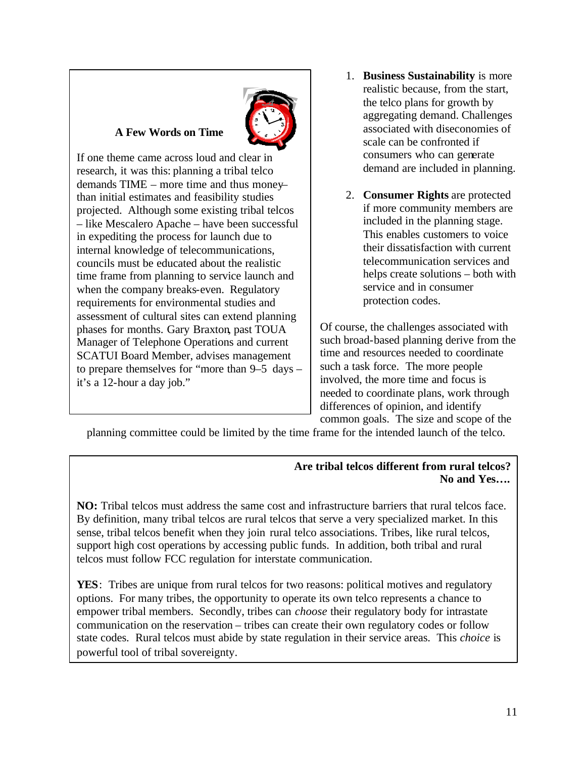### A Few Words on Time

If one theme came across loud and clear in research, it was this: planning a tribal telco demands TIME – more time and thus money– than initial estimates and feasibility studies projected. Although some existing tribal telcos – like Mescalero Apache – have been successful in expediting the process for launch due to internal knowledge of telecommunications, councils must be educated about the realistic time frame from planning to service launch and when the company breaks-even. Regulatory requirements for environmental studies and assessment of cultural sites can extend planning phases for months. Gary Braxton, past TOUA Manager of Telephone Operations and current SCATUI Board Member, advises management to prepare themselves for "more than 9–5 days – it's a 12-hour a day job."

1. **Business Sustainability** is more realistic because, from the start, the telco plans for growth by aggregating demand. Challenges associated with diseconomies of scale can be confronted if consumers who can generate demand are included in planning.

2. **Consumer Rights** are protected if more community members are included in the planning stage. This enables customers to voice their dissatisfaction with current telecommunication services and helps create solutions – both with service and in consumer protection codes.

Of course, the challenges associated with such broad-based planning derive from the time and resources needed to coordinate such a task force. The more people involved, the more time and focus is needed to coordinate plans, work through differences of opinion, and identify common goals. The size and scope of the planning committee could be limited by the time frame for the intended launch of the telco.

**Are tribal telcos different from rural telcos? No and Yes….**

**NO:** Tribal telcos must address the same cost and infrastructure barriers that rural telcos face. By definition, many tribal telcos are rural telcos that serve a very specialized market. In this sense, tribal telcos benefit when they join rural telco associations. Tribes, like rural telcos, support high cost operations by accessing public funds. In addition, both tribal and rural telcos must follow FCC regulation for interstate communication.

**YES**: Tribes are unique from rural telcos for two reasons: political motives and regulatory options. For many tribes, the opportunity to operate its own telco represents a chance to empower tribal members. Secondly, tribes can *choose* their regulatory body for intrastate communication on the reservation – tribes can create their own regulatory codes or follow state codes. Rural telcos must abide by state regulation in their service areas. This *choice* is powerful tool of tribal sovereignty.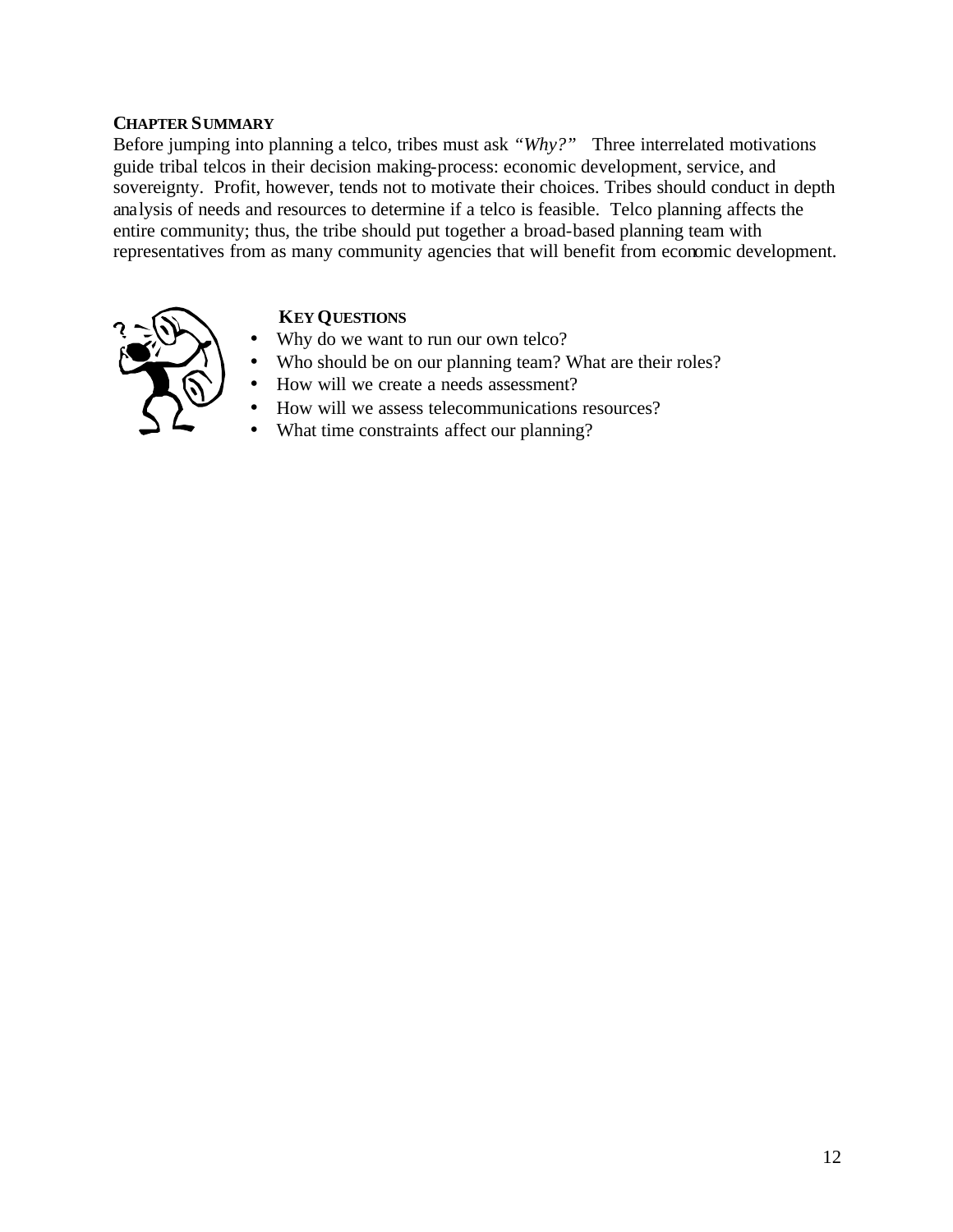**CHAPTER SUMMARY**

Before jumping into planning a telco, tribes must ask *"Why?"* Three interrelated motivations guide tribal telcos in their decision making-process: economic development, service, and sovereignty. Profit, however, tends not to motivate their choices. Tribes should conduct in depth analysis of needs and resources to determine if a telco is feasible. Telco planning affects the entire community; thus, the tribe should put together a broad-based planning team with representatives from as many community agencies that will benefit from economic development.

**KEY QUESTIONS**

- Why do we want to run our own telco?
- Who should be on our planning team? What are their roles?
- How will we create a needs assessment?
- How will we assess telecommunications resources?
- What time constraints affect our planning?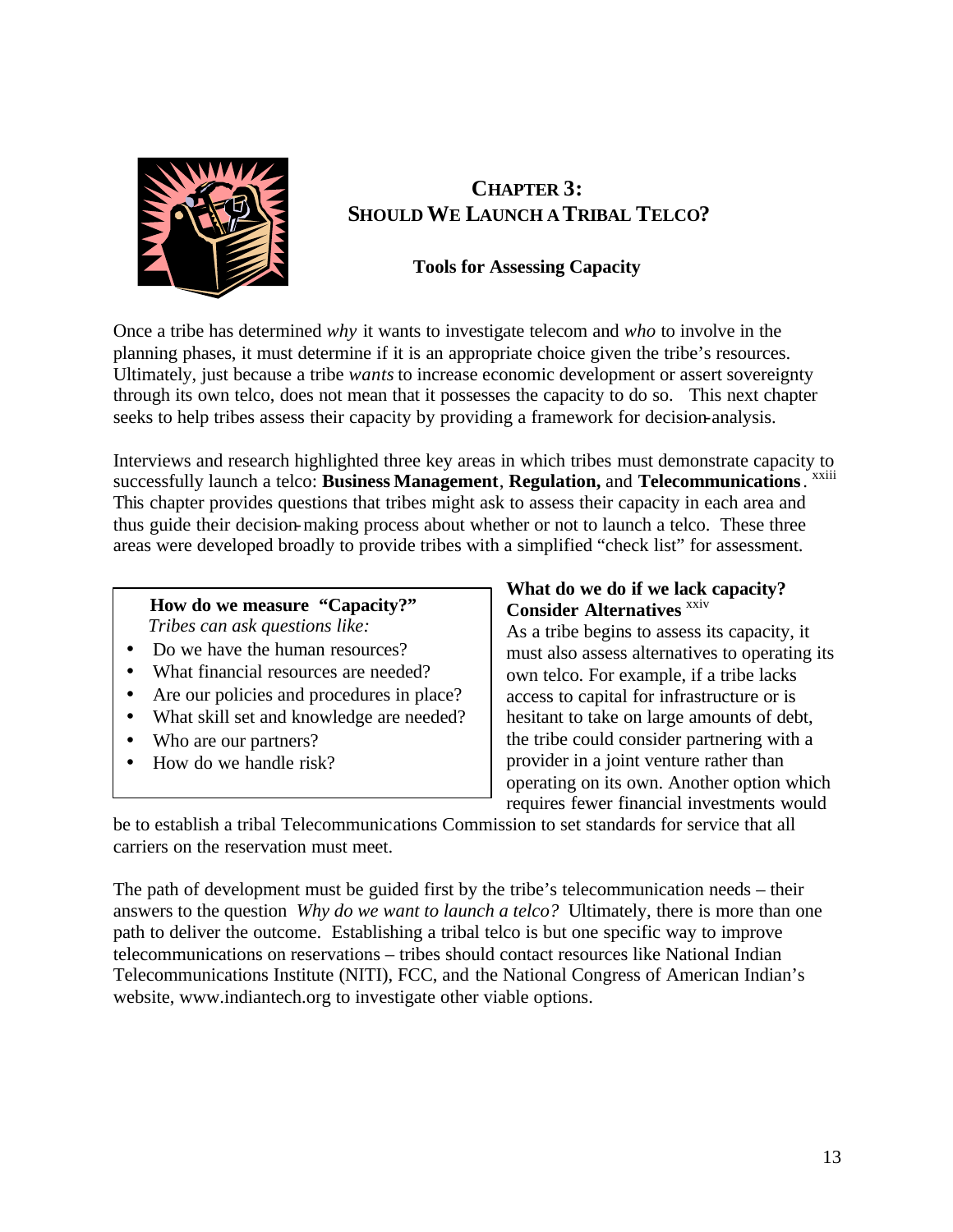# CHAPTER 3: SHOULD WE LAUNCH A TRIBAL TELCO?

**Tools for Assessing Capacity**

Once a tribe has determined *why* it wants to investigate telecom and *who* to involve in the planning phases, it must determine if it is an appropriate choice given the tribe's resources. Ultimately, just because a tribe *wants* to increase economic development or assert sovereignty through its own telco, does not mean that it possesses the capacity to do so. This next chapter seeks to help tribes assess their capacity by providing a framework for decision-analysis.

Interviews and research highlighted three key areas in which tribes must demonstrate capacity to successfully launch a telco: **Business Management**, **Regulation,** and **Telecommunications**.[xxiii] This chapter provides questions that tribes might ask to assess their capacity in each area and thus guide their decision-making process about whether or not to launch a telco. These three areas were developed broadly to provide tribes with a simplified "check list" for assessment.

**How do we measure "Capacity?"**
*Tribes can ask questions like:*

- Do we have the human resources?
- What financial resources are needed?
- Are our policies and procedures in place?
- What skill set and knowledge are needed?
- Who are our partners?
- How do we handle risk?

**What do we do if we lack capacity? Consider Alternatives**[xxiv]

As a tribe begins to assess its capacity, it must also assess alternatives to operating its own telco. For example, if a tribe lacks access to capital for infrastructure or is hesitant to take on large amounts of debt, the tribe could consider partnering with a provider in a joint venture rather than operating on its own. Another option which requires fewer financial investments would be to establish a tribal Telecommunications Commission to set standards for service that all carriers on the reservation must meet.

The path of development must be guided first by the tribe's telecommunication needs – their answers to the question *Why do we want to launch a telco?* Ultimately, there is more than one path to deliver the outcome. Establishing a tribal telco is but one specific way to improve telecommunications on reservations – tribes should contact resources like National Indian Telecommunications Institute (NITI), FCC, and the National Congress of American Indian's website, www.indiantech.org to investigate other viable options.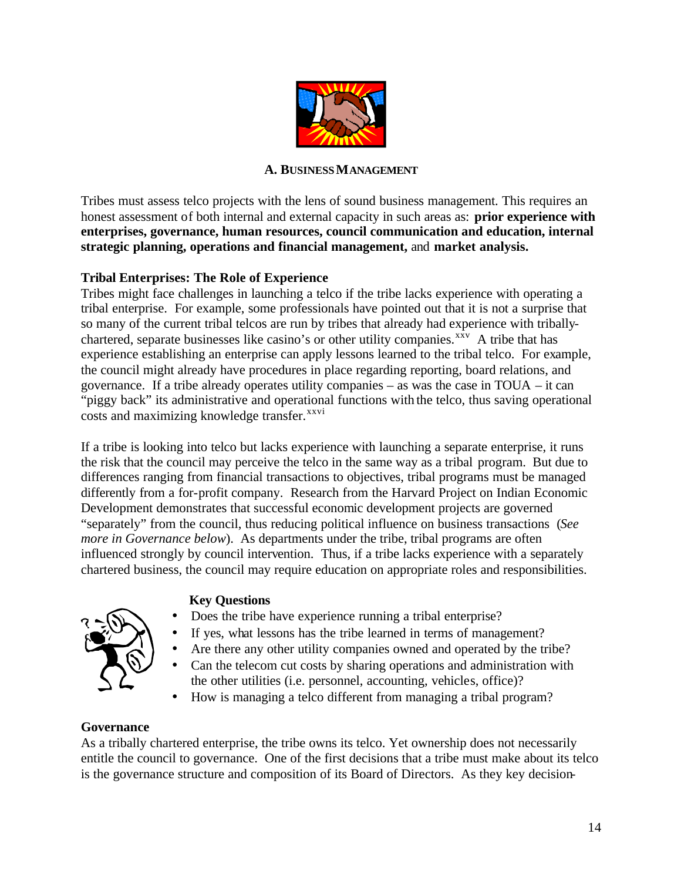## A. Business Management

Tribes must assess telco projects with the lens of sound business management. This requires an honest assessment of both internal and external capacity in such areas as: **prior experience with enterprises, governance, human resources, council communication and education, internal strategic planning, operations and financial management,** and **market analysis.**

**Tribal Enterprises: The Role of Experience**

Tribes might face challenges in launching a telco if the tribe lacks experience with operating a tribal enterprise. For example, some professionals have pointed out that it is not a surprise that so many of the current tribal telcos are run by tribes that already had experience with tribally-chartered, separate businesses like casino's or other utility companies.[xxv] A tribe that has experience establishing an enterprise can apply lessons learned to the tribal telco. For example, the council might already have procedures in place regarding reporting, board relations, and governance. If a tribe already operates utility companies – as was the case in TOUA – it can "piggy back" its administrative and operational functions with the telco, thus saving operational costs and maximizing knowledge transfer.[xxvi]

If a tribe is looking into telco but lacks experience with launching a separate enterprise, it runs the risk that the council may perceive the telco in the same way as a tribal program. But due to differences ranging from financial transactions to objectives, tribal programs must be managed differently from a for-profit company. Research from the Harvard Project on Indian Economic Development demonstrates that successful economic development projects are governed "separately" from the council, thus reducing political influence on business transactions (*See more in Governance below*). As departments under the tribe, tribal programs are often influenced strongly by council intervention. Thus, if a tribe lacks experience with a separately chartered business, the council may require education on appropriate roles and responsibilities.

**Key Questions**

- Does the tribe have experience running a tribal enterprise?
- If yes, what lessons has the tribe learned in terms of management?
- Are there any other utility companies owned and operated by the tribe?
- Can the telecom cut costs by sharing operations and administration with the other utilities (i.e. personnel, accounting, vehicles, office)?
- How is managing a telco different from managing a tribal program?

**Governance**

As a tribally chartered enterprise, the tribe owns its telco. Yet ownership does not necessarily entitle the council to governance. One of the first decisions that a tribe must make about its telco is the governance structure and composition of its Board of Directors. As they key decision-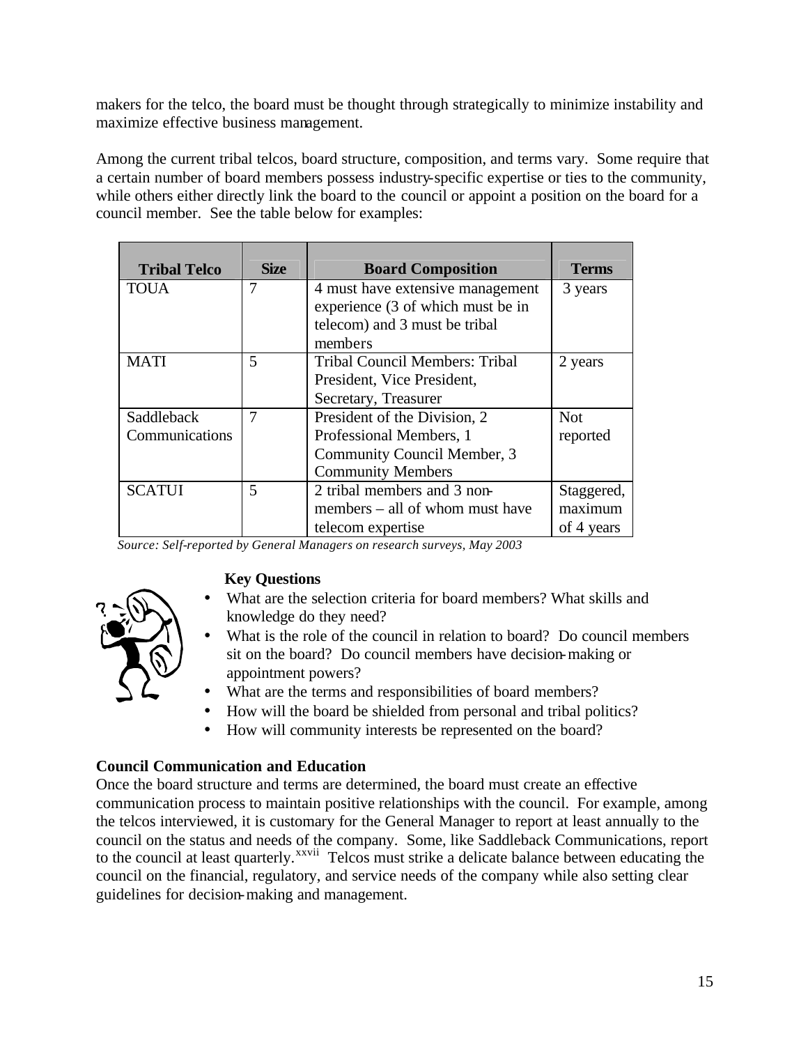makers for the telco, the board must be thought through strategically to minimize instability and maximize effective business management.

Among the current tribal telcos, board structure, composition, and terms vary. Some require that a certain number of board members possess industry-specific expertise or ties to the community, while others either directly link the board to the council or appoint a position on the board for a council member. See the table below for examples:

| Tribal Telco | Size | Board Composition | Terms |
|---|---|---|---|
| TOUA | 7 | 4 must have extensive management experience (3 of which must be in telecom) and 3 must be tribal members | 3 years |
| MATI | 5 | Tribal Council Members: Tribal President, Vice President, Secretary, Treasurer | 2 years |
| Saddleback Communications | 7 | President of the Division, 2 Professional Members, 1 Community Council Member, 3 Community Members | Not reported |
| SCATUI | 5 | 2 tribal members and 3 non-members – all of whom must have telecom expertise | Staggered, maximum of 4 years |

*Source: Self-reported by General Managers on research surveys, May 2003*

**Key Questions**

- What are the selection criteria for board members? What skills and knowledge do they need?
- What is the role of the council in relation to board? Do council members sit on the board? Do council members have decision-making or appointment powers?
- What are the terms and responsibilities of board members?
- How will the board be shielded from personal and tribal politics?
- How will community interests be represented on the board?

**Council Communication and Education**

Once the board structure and terms are determined, the board must create an effective communication process to maintain positive relationships with the council. For example, among the telcos interviewed, it is customary for the General Manager to report at least annually to the council on the status and needs of the company. Some, like Saddleback Communications, report to the council at least quarterly.[xxvii] Telcos must strike a delicate balance between educating the council on the financial, regulatory, and service needs of the company while also setting clear guidelines for decision-making and management.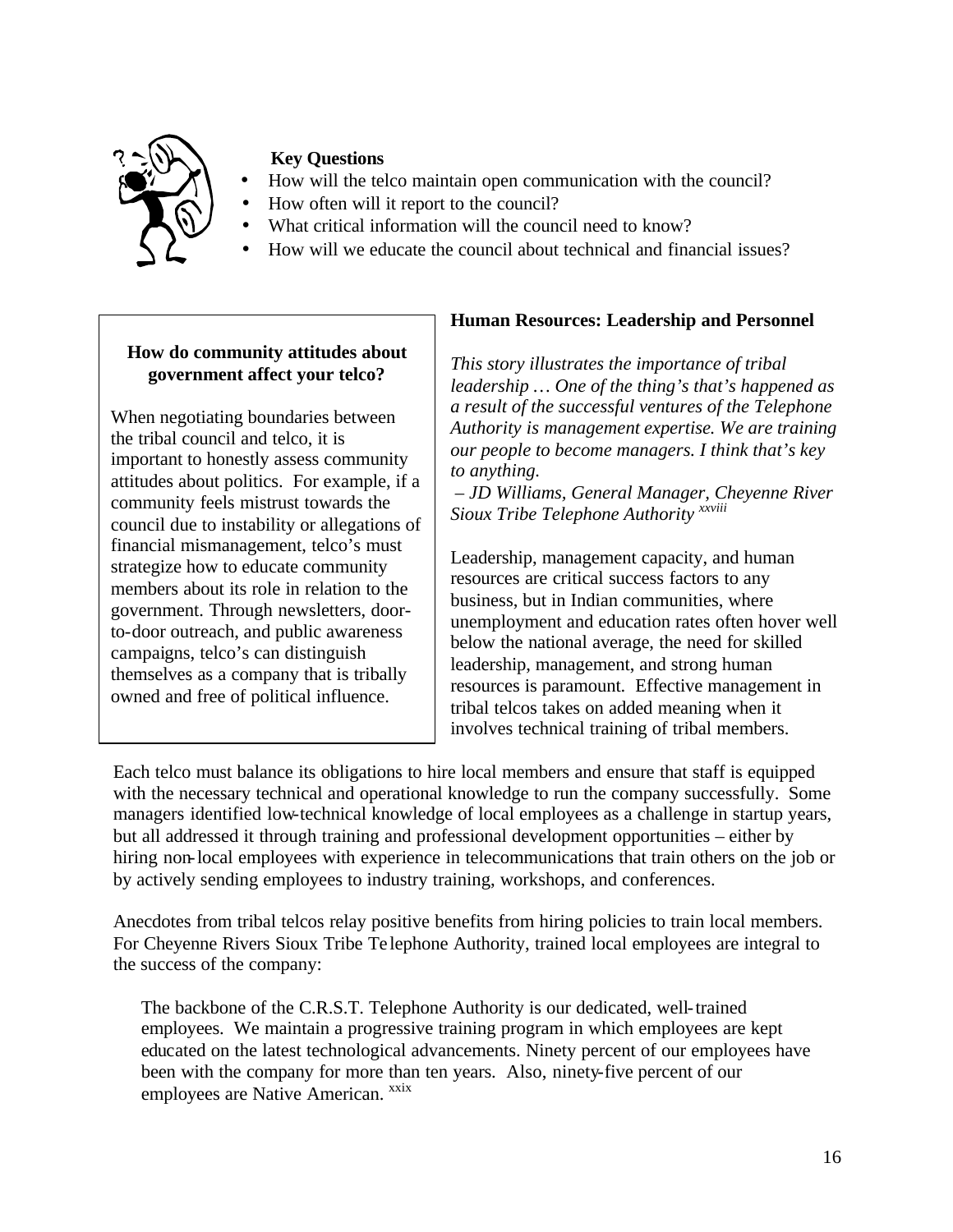**Key Questions**

- How will the telco maintain open communication with the council?
- How often will it report to the council?
- What critical information will the council need to know?
- How will we educate the council about technical and financial issues?

**How do community attitudes about government affect your telco?**

When negotiating boundaries between the tribal council and telco, it is important to honestly assess community attitudes about politics. For example, if a community feels mistrust towards the council due to instability or allegations of financial mismanagement, telco's must strategize how to educate community members about its role in relation to the government. Through newsletters, door-to-door outreach, and public awareness campaigns, telco's can distinguish themselves as a company that is tribally owned and free of political influence.

### Human Resources: Leadership and Personnel

*This story illustrates the importance of tribal leadership … One of the thing's that's happened as a result of the successful ventures of the Telephone Authority is management expertise. We are training our people to become managers. I think that's key to anything.*

*– JD Williams, General Manager, Cheyenne River Sioux Tribe Telephone Authority* [xxviii]

Leadership, management capacity, and human resources are critical success factors to any business, but in Indian communities, where unemployment and education rates often hover well below the national average, the need for skilled leadership, management, and strong human resources is paramount. Effective management in tribal telcos takes on added meaning when it involves technical training of tribal members.

Each telco must balance its obligations to hire local members and ensure that staff is equipped with the necessary technical and operational knowledge to run the company successfully. Some managers identified low-technical knowledge of local employees as a challenge in startup years, but all addressed it through training and professional development opportunities – either by hiring non-local employees with experience in telecommunications that train others on the job or by actively sending employees to industry training, workshops, and conferences.

Anecdotes from tribal telcos relay positive benefits from hiring policies to train local members. For Cheyenne Rivers Sioux Tribe Telephone Authority, trained local employees are integral to the success of the company:

> The backbone of the C.R.S.T. Telephone Authority is our dedicated, well-trained employees. We maintain a progressive training program in which employees are kept educated on the latest technological advancements. Ninety percent of our employees have been with the company for more than ten years. Also, ninety-five percent of our employees are Native American. [xxix]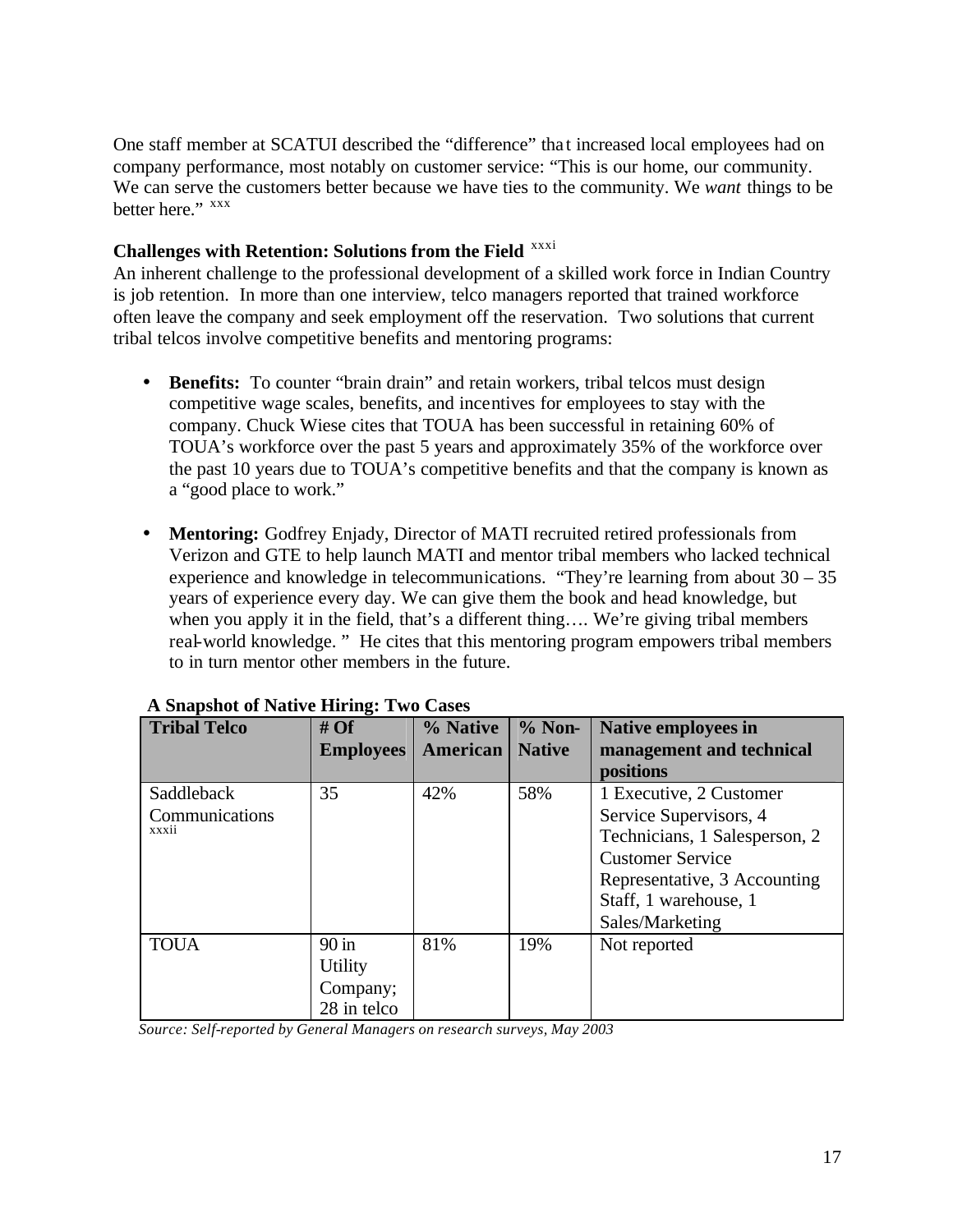One staff member at SCATUI described the "difference" that increased local employees had on company performance, most notably on customer service: "This is our home, our community. We can serve the customers better because we have ties to the community. We *want* things to be better here." [xxx]

**Challenges with Retention: Solutions from the Field** [xxxi]

An inherent challenge to the professional development of a skilled work force in Indian Country is job retention. In more than one interview, telco managers reported that trained workforce often leave the company and seek employment off the reservation. Two solutions that current tribal telcos involve competitive benefits and mentoring programs:

- **Benefits:** To counter "brain drain" and retain workers, tribal telcos must design competitive wage scales, benefits, and incentives for employees to stay with the company. Chuck Wiese cites that TOUA has been successful in retaining 60% of TOUA's workforce over the past 5 years and approximately 35% of the workforce over the past 10 years due to TOUA's competitive benefits and that the company is known as a "good place to work."

- **Mentoring:** Godfrey Enjady, Director of MATI recruited retired professionals from Verizon and GTE to help launch MATI and mentor tribal members who lacked technical experience and knowledge in telecommunications. "They're learning from about 30 – 35 years of experience every day. We can give them the book and head knowledge, but when you apply it in the field, that's a different thing…. We're giving tribal members real-world knowledge. " He cites that this mentoring program empowers tribal members to in turn mentor other members in the future.

**A Snapshot of Native Hiring: Two Cases**

| Tribal Telco | # Of Employees | % Native American | % Non-Native | Native employees in management and technical positions |
|---|---|---|---|---|
| Saddleback Communications [xxxii] | 35 | 42% | 58% | 1 Executive, 2 Customer Service Supervisors, 4 Technicians, 1 Salesperson, 2 Customer Service Representative, 3 Accounting Staff, 1 warehouse, 1 Sales/Marketing |
| TOUA | 90 in Utility Company; 28 in telco | 81% | 19% | Not reported |

*Source: Self-reported by General Managers on research surveys, May 2003*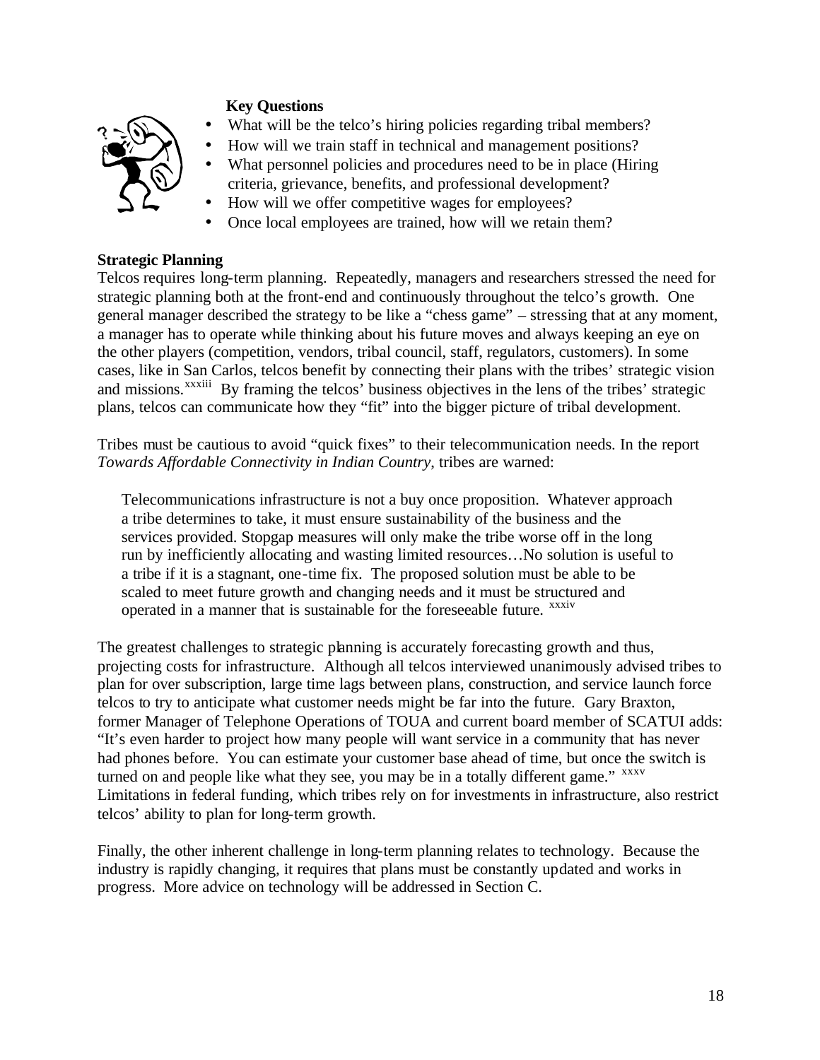**Key Questions**

- What will be the telco's hiring policies regarding tribal members?
- How will we train staff in technical and management positions?
- What personnel policies and procedures need to be in place (Hiring criteria, grievance, benefits, and professional development?
- How will we offer competitive wages for employees?
- Once local employees are trained, how will we retain them?

**Strategic Planning**

Telcos requires long-term planning. Repeatedly, managers and researchers stressed the need for strategic planning both at the front-end and continuously throughout the telco's growth. One general manager described the strategy to be like a "chess game" – stressing that at any moment, a manager has to operate while thinking about his future moves and always keeping an eye on the other players (competition, vendors, tribal council, staff, regulators, customers). In some cases, like in San Carlos, telcos benefit by connecting their plans with the tribes' strategic vision and missions.[xxxiii] By framing the telcos' business objectives in the lens of the tribes' strategic plans, telcos can communicate how they "fit" into the bigger picture of tribal development.

Tribes must be cautious to avoid "quick fixes" to their telecommunication needs. In the report *Towards Affordable Connectivity in Indian Country*, tribes are warned:

> Telecommunications infrastructure is not a buy once proposition. Whatever approach a tribe determines to take, it must ensure sustainability of the business and the services provided. Stopgap measures will only make the tribe worse off in the long run by inefficiently allocating and wasting limited resources…No solution is useful to a tribe if it is a stagnant, one-time fix. The proposed solution must be able to be scaled to meet future growth and changing needs and it must be structured and operated in a manner that is sustainable for the foreseeable future. [xxxiv]

The greatest challenges to strategic planning is accurately forecasting growth and thus, projecting costs for infrastructure. Although all telcos interviewed unanimously advised tribes to plan for over subscription, large time lags between plans, construction, and service launch force telcos to try to anticipate what customer needs might be far into the future. Gary Braxton, former Manager of Telephone Operations of TOUA and current board member of SCATUI adds: "It's even harder to project how many people will want service in a community that has never had phones before. You can estimate your customer base ahead of time, but once the switch is turned on and people like what they see, you may be in a totally different game." [xxxv] Limitations in federal funding, which tribes rely on for investments in infrastructure, also restrict telcos' ability to plan for long-term growth.

Finally, the other inherent challenge in long-term planning relates to technology. Because the industry is rapidly changing, it requires that plans must be constantly updated and works in progress. More advice on technology will be addressed in Section C.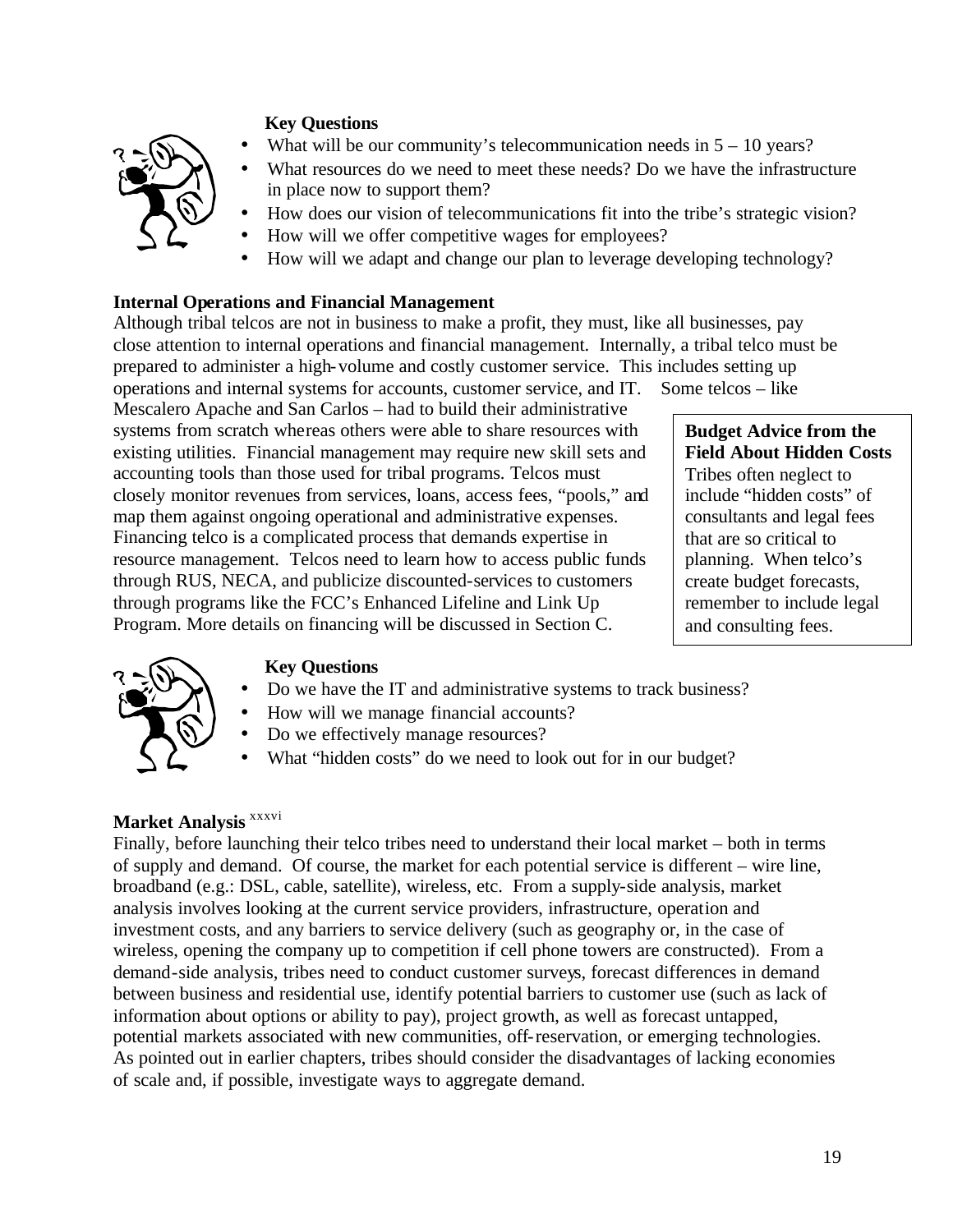**Key Questions**

- What will be our community's telecommunication needs in 5 – 10 years?
- What resources do we need to meet these needs? Do we have the infrastructure in place now to support them?
- How does our vision of telecommunications fit into the tribe's strategic vision?
- How will we offer competitive wages for employees?
- How will we adapt and change our plan to leverage developing technology?

**Internal Operations and Financial Management**

Although tribal telcos are not in business to make a profit, they must, like all businesses, pay close attention to internal operations and financial management. Internally, a tribal telco must be prepared to administer a high-volume and costly customer service. This includes setting up operations and internal systems for accounts, customer service, and IT. Some telcos – like Mescalero Apache and San Carlos – had to build their administrative systems from scratch whereas others were able to share resources with existing utilities. Financial management may require new skill sets and accounting tools than those used for tribal programs. Telcos must closely monitor revenues from services, loans, access fees, "pools," and map them against ongoing operational and administrative expenses. Financing telco is a complicated process that demands expertise in resource management. Telcos need to learn how to access public funds through RUS, NECA, and publicize discounted-services to customers through programs like the FCC's Enhanced Lifeline and Link Up Program. More details on financing will be discussed in Section C.

> **Budget Advice from the Field About Hidden Costs**
> Tribes often neglect to include "hidden costs" of consultants and legal fees that are so critical to planning. When telco's create budget forecasts, remember to include legal and consulting fees.

**Key Questions**

- Do we have the IT and administrative systems to track business?
- How will we manage financial accounts?
- Do we effectively manage resources?
- What "hidden costs" do we need to look out for in our budget?

**Market Analysis** [xxxvi]

Finally, before launching their telco tribes need to understand their local market – both in terms of supply and demand. Of course, the market for each potential service is different – wire line, broadband (e.g.: DSL, cable, satellite), wireless, etc. From a supply-side analysis, market analysis involves looking at the current service providers, infrastructure, operation and investment costs, and any barriers to service delivery (such as geography or, in the case of wireless, opening the company up to competition if cell phone towers are constructed). From a demand-side analysis, tribes need to conduct customer surveys, forecast differences in demand between business and residential use, identify potential barriers to customer use (such as lack of information about options or ability to pay), project growth, as well as forecast untapped, potential markets associated with new communities, off-reservation, or emerging technologies. As pointed out in earlier chapters, tribes should consider the disadvantages of lacking economies of scale and, if possible, investigate ways to aggregate demand.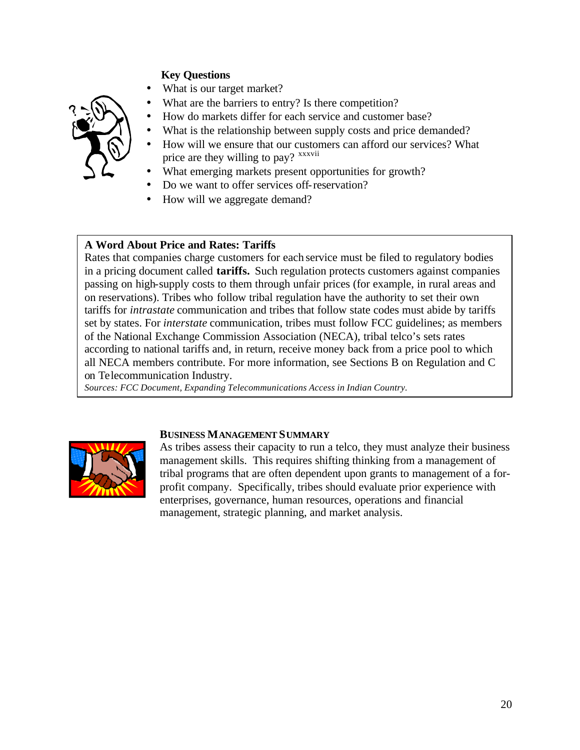**Key Questions**

- What is our target market?
- What are the barriers to entry? Is there competition?
- How do markets differ for each service and customer base?
- What is the relationship between supply costs and price demanded?
- How will we ensure that our customers can afford our services? What price are they willing to pay? [xxxvii]
- What emerging markets present opportunities for growth?
- Do we want to offer services off-reservation?
- How will we aggregate demand?

> **A Word About Price and Rates: Tariffs**
> Rates that companies charge customers for each service must be filed to regulatory bodies in a pricing document called **tariffs.** Such regulation protects customers against companies passing on high-supply costs to them through unfair prices (for example, in rural areas and on reservations). Tribes who follow tribal regulation have the authority to set their own tariffs for *intrastate* communication and tribes that follow state codes must abide by tariffs set by states. For *interstate* communication, tribes must follow FCC guidelines; as members of the National Exchange Commission Association (NECA), tribal telco's sets rates according to national tariffs and, in return, receive money back from a price pool to which all NECA members contribute. For more information, see Sections B on Regulation and C on Telecommunication Industry.
> *Sources: FCC Document, Expanding Telecommunications Access in Indian Country.*

**BUSINESS MANAGEMENT SUMMARY**

As tribes assess their capacity to run a telco, they must analyze their business management skills. This requires shifting thinking from a management of tribal programs that are often dependent upon grants to management of a for-profit company. Specifically, tribes should evaluate prior experience with enterprises, governance, human resources, operations and financial management, strategic planning, and market analysis.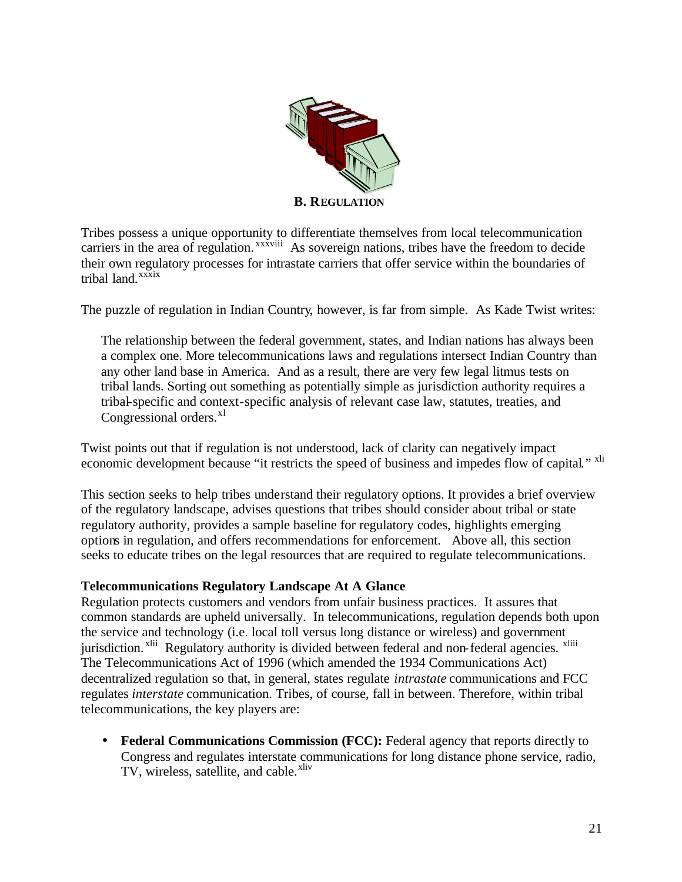## B. REGULATION

Tribes possess a unique opportunity to differentiate themselves from local telecommunication carriers in the area of regulation.[xxxviii] As sovereign nations, tribes have the freedom to decide their own regulatory processes for intrastate carriers that offer service within the boundaries of tribal land.[xxxix]

The puzzle of regulation in Indian Country, however, is far from simple. As Kade Twist writes:

> The relationship between the federal government, states, and Indian nations has always been a complex one. More telecommunications laws and regulations intersect Indian Country than any other land base in America. And as a result, there are very few legal litmus tests on tribal lands. Sorting out something as potentially simple as jurisdiction authority requires a tribal-specific and context-specific analysis of relevant case law, statutes, treaties, and Congressional orders.[xl]

Twist points out that if regulation is not understood, lack of clarity can negatively impact economic development because "it restricts the speed of business and impedes flow of capital."[xli]

This section seeks to help tribes understand their regulatory options. It provides a brief overview of the regulatory landscape, advises questions that tribes should consider about tribal or state regulatory authority, provides a sample baseline for regulatory codes, highlights emerging options in regulation, and offers recommendations for enforcement. Above all, this section seeks to educate tribes on the legal resources that are required to regulate telecommunications.

### Telecommunications Regulatory Landscape At A Glance

Regulation protects customers and vendors from unfair business practices. It assures that common standards are upheld universally. In telecommunications, regulation depends both upon the service and technology (i.e. local toll versus long distance or wireless) and government jurisdiction.[xlii] Regulatory authority is divided between federal and non-federal agencies.[xliii] The Telecommunications Act of 1996 (which amended the 1934 Communications Act) decentralized regulation so that, in general, states regulate *intrastate* communications and FCC regulates *interstate* communication. Tribes, of course, fall in between. Therefore, within tribal telecommunications, the key players are:

- **Federal Communications Commission (FCC):** Federal agency that reports directly to Congress and regulates interstate communications for long distance phone service, radio, TV, wireless, satellite, and cable.[xliv]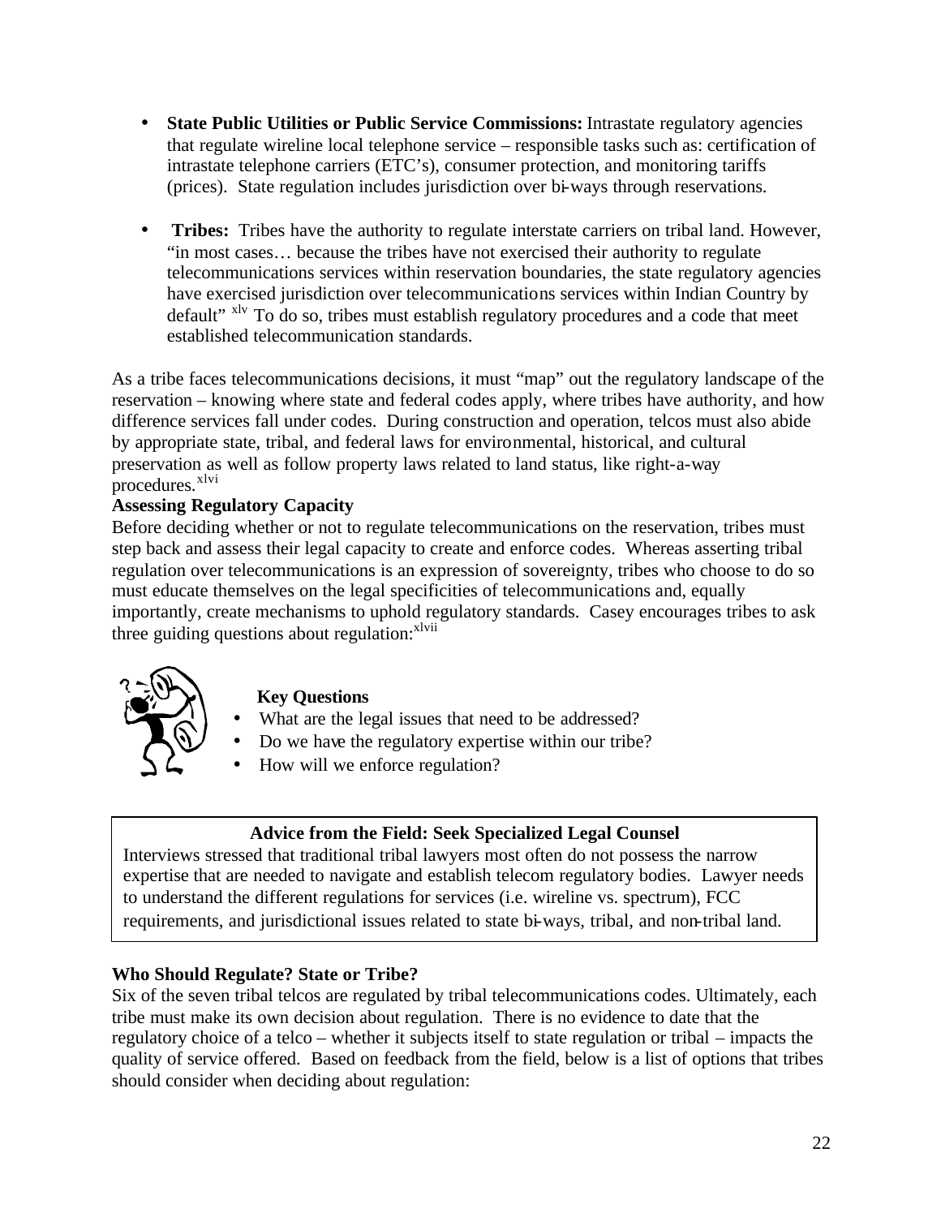- **State Public Utilities or Public Service Commissions:** Intrastate regulatory agencies that regulate wireline local telephone service – responsible tasks such as: certification of intrastate telephone carriers (ETC's), consumer protection, and monitoring tariffs (prices). State regulation includes jurisdiction over bi-ways through reservations.

- **Tribes:** Tribes have the authority to regulate interstate carriers on tribal land. However, "in most cases… because the tribes have not exercised their authority to regulate telecommunications services within reservation boundaries, the state regulatory agencies have exercised jurisdiction over telecommunications services within Indian Country by default" [xlv] To do so, tribes must establish regulatory procedures and a code that meet established telecommunication standards.

As a tribe faces telecommunications decisions, it must "map" out the regulatory landscape of the reservation – knowing where state and federal codes apply, where tribes have authority, and how difference services fall under codes. During construction and operation, telcos must also abide by appropriate state, tribal, and federal laws for environmental, historical, and cultural preservation as well as follow property laws related to land status, like right-a-way procedures.[xlvi]

**Assessing Regulatory Capacity**

Before deciding whether or not to regulate telecommunications on the reservation, tribes must step back and assess their legal capacity to create and enforce codes. Whereas asserting tribal regulation over telecommunications is an expression of sovereignty, tribes who choose to do so must educate themselves on the legal specificities of telecommunications and, equally importantly, create mechanisms to uphold regulatory standards. Casey encourages tribes to ask three guiding questions about regulation:[xlvii]

**Key Questions**

- What are the legal issues that need to be addressed?
- Do we have the regulatory expertise within our tribe?
- How will we enforce regulation?

**Advice from the Field: Seek Specialized Legal Counsel**

Interviews stressed that traditional tribal lawyers most often do not possess the narrow expertise that are needed to navigate and establish telecom regulatory bodies. Lawyer needs to understand the different regulations for services (i.e. wireline vs. spectrum), FCC requirements, and jurisdictional issues related to state bi-ways, tribal, and non-tribal land.

**Who Should Regulate? State or Tribe?**

Six of the seven tribal telcos are regulated by tribal telecommunications codes. Ultimately, each tribe must make its own decision about regulation. There is no evidence to date that the regulatory choice of a telco – whether it subjects itself to state regulation or tribal – impacts the quality of service offered. Based on feedback from the field, below is a list of options that tribes should consider when deciding about regulation: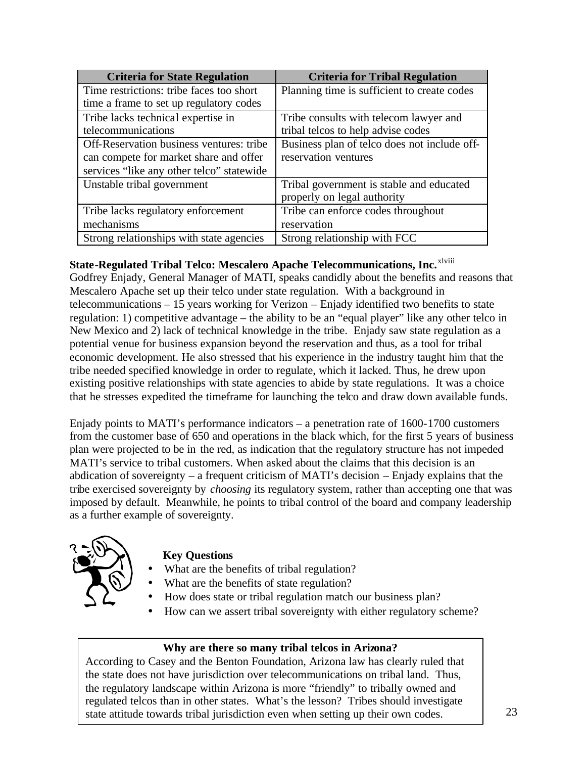| Criteria for State Regulation | Criteria for Tribal Regulation |
|---|---|
| Time restrictions: tribe faces too short time a frame to set up regulatory codes | Planning time is sufficient to create codes |
| Tribe lacks technical expertise in telecommunications | Tribe consults with telecom lawyer and tribal telcos to help advise codes |
| Off-Reservation business ventures: tribe can compete for market share and offer services “like any other telco” statewide | Business plan of telco does not include off-reservation ventures |
| Unstable tribal government | Tribal government is stable and educated properly on legal authority |
| Tribe lacks regulatory enforcement mechanisms | Tribe can enforce codes throughout reservation |
| Strong relationships with state agencies | Strong relationship with FCC |

**State-Regulated Tribal Telco: Mescalero Apache Telecommunications, Inc.**[xlviii]

Godfrey Enjady, General Manager of MATI, speaks candidly about the benefits and reasons that Mescalero Apache set up their telco under state regulation. With a background in telecommunications – 15 years working for Verizon – Enjady identified two benefits to state regulation: 1) competitive advantage – the ability to be an “equal player” like any other telco in New Mexico and 2) lack of technical knowledge in the tribe. Enjady saw state regulation as a potential venue for business expansion beyond the reservation and thus, as a tool for tribal economic development. He also stressed that his experience in the industry taught him that the tribe needed specified knowledge in order to regulate, which it lacked. Thus, he drew upon existing positive relationships with state agencies to abide by state regulations. It was a choice that he stresses expedited the timeframe for launching the telco and draw down available funds.

Enjady points to MATI’s performance indicators – a penetration rate of 1600-1700 customers from the customer base of 650 and operations in the black which, for the first 5 years of business plan were projected to be in the red, as indication that the regulatory structure has not impeded MATI’s service to tribal customers. When asked about the claims that this decision is an abdication of sovereignty – a frequent criticism of MATI’s decision – Enjady explains that the tribe exercised sovereignty by *choosing* its regulatory system, rather than accepting one that was imposed by default. Meanwhile, he points to tribal control of the board and company leadership as a further example of sovereignty.

**Key Questions**

- What are the benefits of tribal regulation?
- What are the benefits of state regulation?
- How does state or tribal regulation match our business plan?
- How can we assert tribal sovereignty with either regulatory scheme?

**Why are there so many tribal telcos in Arizona?**

According to Casey and the Benton Foundation, Arizona law has clearly ruled that the state does not have jurisdiction over telecommunications on tribal land. Thus, the regulatory landscape within Arizona is more “friendly” to tribally owned and regulated telcos than in other states. What’s the lesson? Tribes should investigate state attitude towards tribal jurisdiction even when setting up their own codes.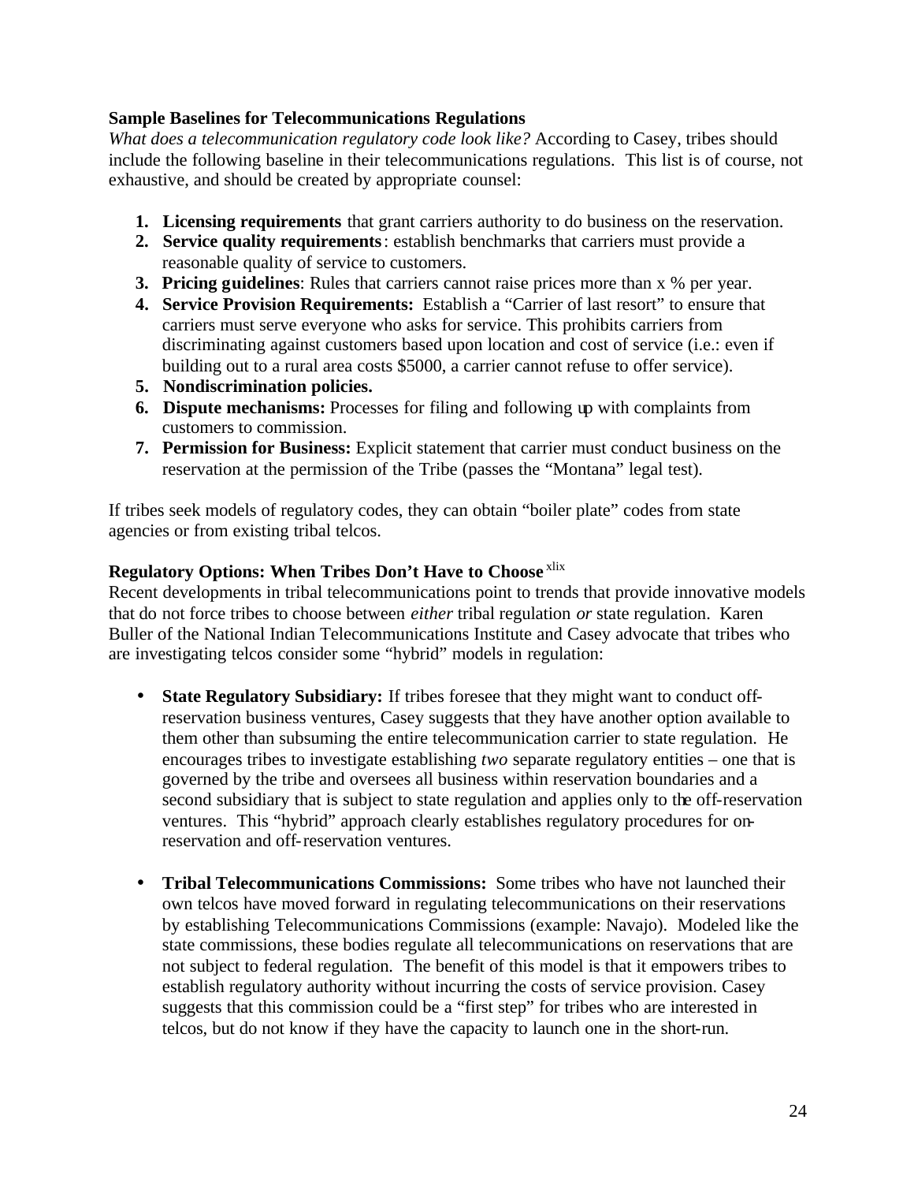**Sample Baselines for Telecommunications Regulations**

*What does a telecommunication regulatory code look like?* According to Casey, tribes should include the following baseline in their telecommunications regulations. This list is of course, not exhaustive, and should be created by appropriate counsel:

1. **Licensing requirements** that grant carriers authority to do business on the reservation.
2. **Service quality requirements**: establish benchmarks that carriers must provide a reasonable quality of service to customers.
3. **Pricing guidelines**: Rules that carriers cannot raise prices more than x % per year.
4. **Service Provision Requirements:** Establish a "Carrier of last resort" to ensure that carriers must serve everyone who asks for service. This prohibits carriers from discriminating against customers based upon location and cost of service (i.e.: even if building out to a rural area costs $5000, a carrier cannot refuse to offer service).
5. **Nondiscrimination policies.**
6. **Dispute mechanisms:** Processes for filing and following up with complaints from customers to commission.
7. **Permission for Business:** Explicit statement that carrier must conduct business on the reservation at the permission of the Tribe (passes the "Montana" legal test).

If tribes seek models of regulatory codes, they can obtain "boiler plate" codes from state agencies or from existing tribal telcos.

**Regulatory Options: When Tribes Don't Have to Choose** [xlix]

Recent developments in tribal telecommunications point to trends that provide innovative models that do not force tribes to choose between *either* tribal regulation *or* state regulation. Karen Buller of the National Indian Telecommunications Institute and Casey advocate that tribes who are investigating telcos consider some "hybrid" models in regulation:

- **State Regulatory Subsidiary:** If tribes foresee that they might want to conduct off-reservation business ventures, Casey suggests that they have another option available to them other than subsuming the entire telecommunication carrier to state regulation. He encourages tribes to investigate establishing *two* separate regulatory entities – one that is governed by the tribe and oversees all business within reservation boundaries and a second subsidiary that is subject to state regulation and applies only to the off-reservation ventures. This "hybrid" approach clearly establishes regulatory procedures for on-reservation and off-reservation ventures.

- **Tribal Telecommunications Commissions:** Some tribes who have not launched their own telcos have moved forward in regulating telecommunications on their reservations by establishing Telecommunications Commissions (example: Navajo). Modeled like the state commissions, these bodies regulate all telecommunications on reservations that are not subject to federal regulation. The benefit of this model is that it empowers tribes to establish regulatory authority without incurring the costs of service provision. Casey suggests that this commission could be a "first step" for tribes who are interested in telcos, but do not know if they have the capacity to launch one in the short-run.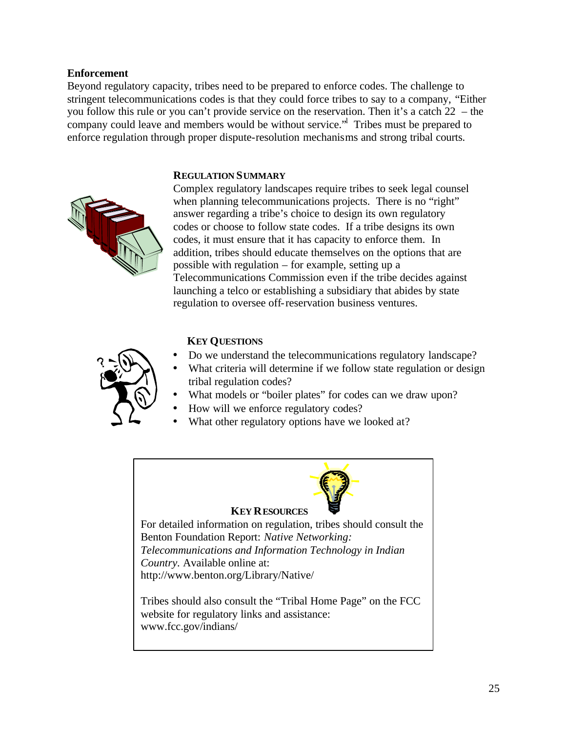**Enforcement**

Beyond regulatory capacity, tribes need to be prepared to enforce codes. The challenge to stringent telecommunications codes is that they could force tribes to say to a company, "Either you follow this rule or you can't provide service on the reservation. Then it's a catch 22 – the company could leave and members would be without service."[l] Tribes must be prepared to enforce regulation through proper dispute-resolution mechanisms and strong tribal courts.

**REGULATION SUMMARY**

Complex regulatory landscapes require tribes to seek legal counsel when planning telecommunications projects. There is no "right" answer regarding a tribe's choice to design its own regulatory codes or choose to follow state codes. If a tribe designs its own codes, it must ensure that it has capacity to enforce them. In addition, tribes should educate themselves on the options that are possible with regulation – for example, setting up a Telecommunications Commission even if the tribe decides against launching a telco or establishing a subsidiary that abides by state regulation to oversee off-reservation business ventures.

**KEY QUESTIONS**

- Do we understand the telecommunications regulatory landscape?
- What criteria will determine if we follow state regulation or design tribal regulation codes?
- What models or "boiler plates" for codes can we draw upon?
- How will we enforce regulatory codes?
- What other regulatory options have we looked at?

**KEY RESOURCES**

For detailed information on regulation, tribes should consult the Benton Foundation Report: *Native Networking: Telecommunications and Information Technology in Indian Country.* Available online at: http://www.benton.org/Library/Native/

Tribes should also consult the "Tribal Home Page" on the FCC website for regulatory links and assistance: www.fcc.gov/indians/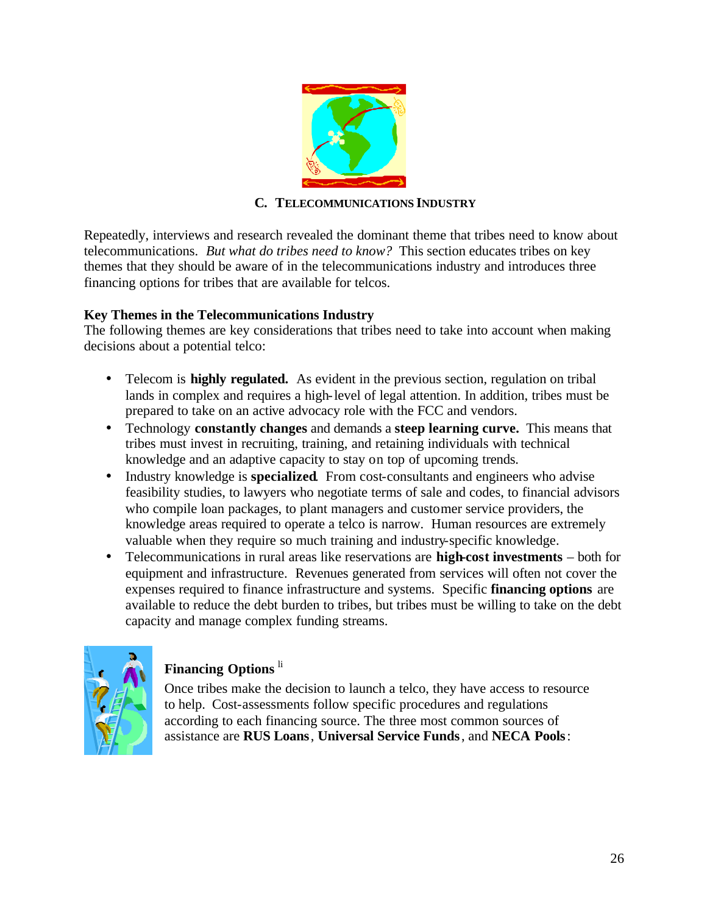## C. TELECOMMUNICATIONS INDUSTRY

Repeatedly, interviews and research revealed the dominant theme that tribes need to know about telecommunications. *But what do tribes need to know?* This section educates tribes on key themes that they should be aware of in the telecommunications industry and introduces three financing options for tribes that are available for telcos.

### Key Themes in the Telecommunications Industry

The following themes are key considerations that tribes need to take into account when making decisions about a potential telco:

- Telecom is **highly regulated.** As evident in the previous section, regulation on tribal lands in complex and requires a high-level of legal attention. In addition, tribes must be prepared to take on an active advocacy role with the FCC and vendors.
- Technology **constantly changes** and demands a **steep learning curve.** This means that tribes must invest in recruiting, training, and retaining individuals with technical knowledge and an adaptive capacity to stay on top of upcoming trends.
- Industry knowledge is **specialized**. From cost-consultants and engineers who advise feasibility studies, to lawyers who negotiate terms of sale and codes, to financial advisors who compile loan packages, to plant managers and customer service providers, the knowledge areas required to operate a telco is narrow. Human resources are extremely valuable when they require so much training and industry-specific knowledge.
- Telecommunications in rural areas like reservations are **high-cost investments** – both for equipment and infrastructure. Revenues generated from services will often not cover the expenses required to finance infrastructure and systems. Specific **financing options** are available to reduce the debt burden to tribes, but tribes must be willing to take on the debt capacity and manage complex funding streams.

### Financing Options [li]

Once tribes make the decision to launch a telco, they have access to resource to help. Cost-assessments follow specific procedures and regulations according to each financing source. The three most common sources of assistance are **RUS Loans**, **Universal Service Funds**, and **NECA Pools**: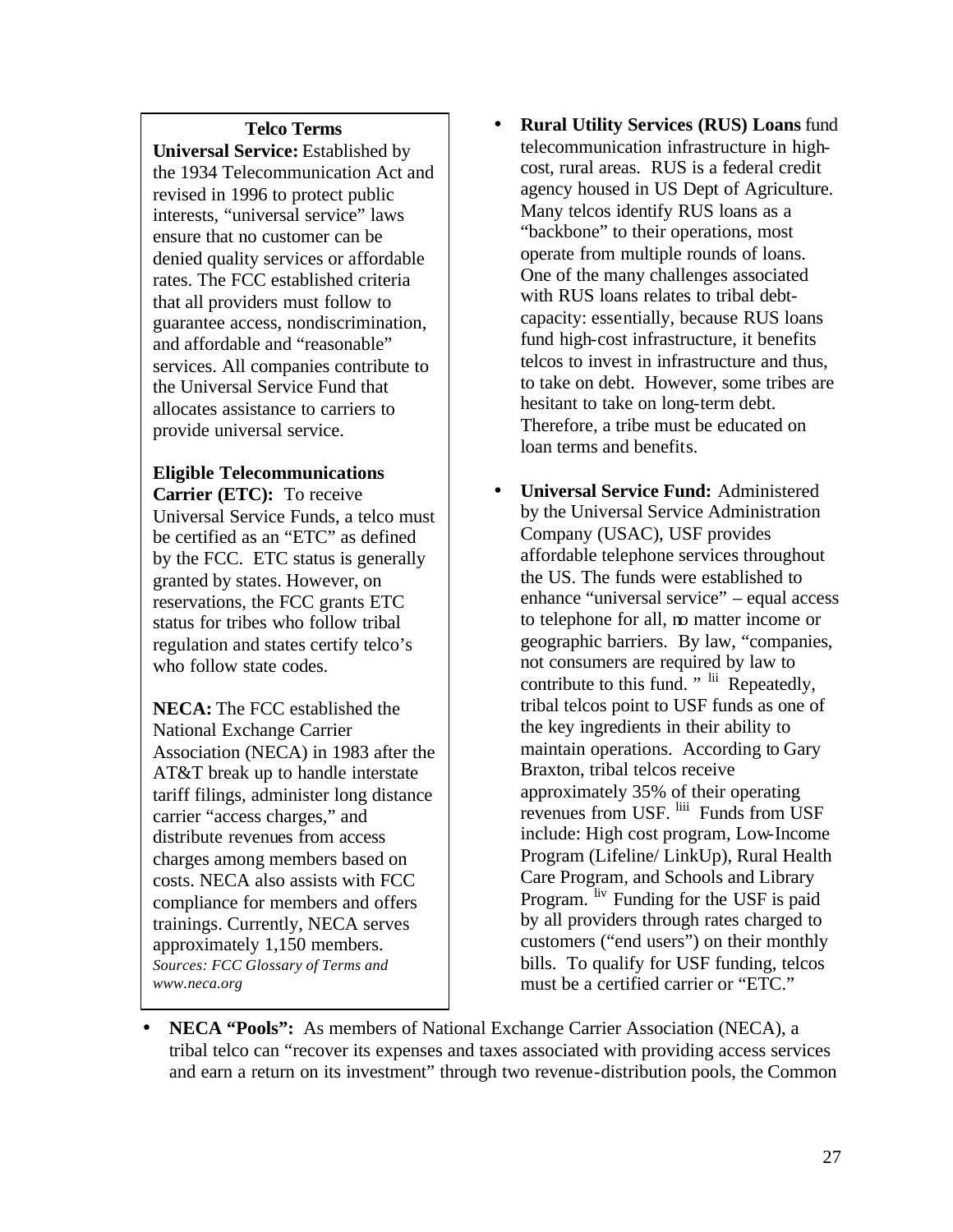**Telco Terms**

**Universal Service:** Established by the 1934 Telecommunication Act and revised in 1996 to protect public interests, "universal service" laws ensure that no customer can be denied quality services or affordable rates. The FCC established criteria that all providers must follow to guarantee access, nondiscrimination, and affordable and "reasonable" services. All companies contribute to the Universal Service Fund that allocates assistance to carriers to provide universal service.

**Eligible Telecommunications Carrier (ETC):** To receive Universal Service Funds, a telco must be certified as an "ETC" as defined by the FCC. ETC status is generally granted by states. However, on reservations, the FCC grants ETC status for tribes who follow tribal regulation and states certify telco's who follow state codes.

**NECA:** The FCC established the National Exchange Carrier Association (NECA) in 1983 after the AT&T break up to handle interstate tariff filings, administer long distance carrier "access charges," and distribute revenues from access charges among members based on costs. NECA also assists with FCC compliance for members and offers trainings. Currently, NECA serves approximately 1,150 members.

*Sources: FCC Glossary of Terms and www.neca.org*

- **Rural Utility Services (RUS) Loans** fund telecommunication infrastructure in high-cost, rural areas. RUS is a federal credit agency housed in US Dept of Agriculture. Many telcos identify RUS loans as a "backbone" to their operations, most operate from multiple rounds of loans. One of the many challenges associated with RUS loans relates to tribal debt-capacity: essentially, because RUS loans fund high-cost infrastructure, it benefits telcos to invest in infrastructure and thus, to take on debt. However, some tribes are hesitant to take on long-term debt. Therefore, a tribe must be educated on loan terms and benefits.

- **Universal Service Fund:** Administered by the Universal Service Administration Company (USAC), USF provides affordable telephone services throughout the US. The funds were established to enhance "universal service" – equal access to telephone for all, no matter income or geographic barriers. By law, "companies, not consumers are required by law to contribute to this fund. "[lii] Repeatedly, tribal telcos point to USF funds as one of the key ingredients in their ability to maintain operations. According to Gary Braxton, tribal telcos receive approximately 35% of their operating revenues from USF.[liii] Funds from USF include: High cost program, Low-Income Program (Lifeline/ LinkUp), Rural Health Care Program, and Schools and Library Program.[liv] Funding for the USF is paid by all providers through rates charged to customers ("end users") on their monthly bills. To qualify for USF funding, telcos must be a certified carrier or "ETC."

- **NECA "Pools":** As members of National Exchange Carrier Association (NECA), a tribal telco can "recover its expenses and taxes associated with providing access services and earn a return on its investment" through two revenue-distribution pools, the Common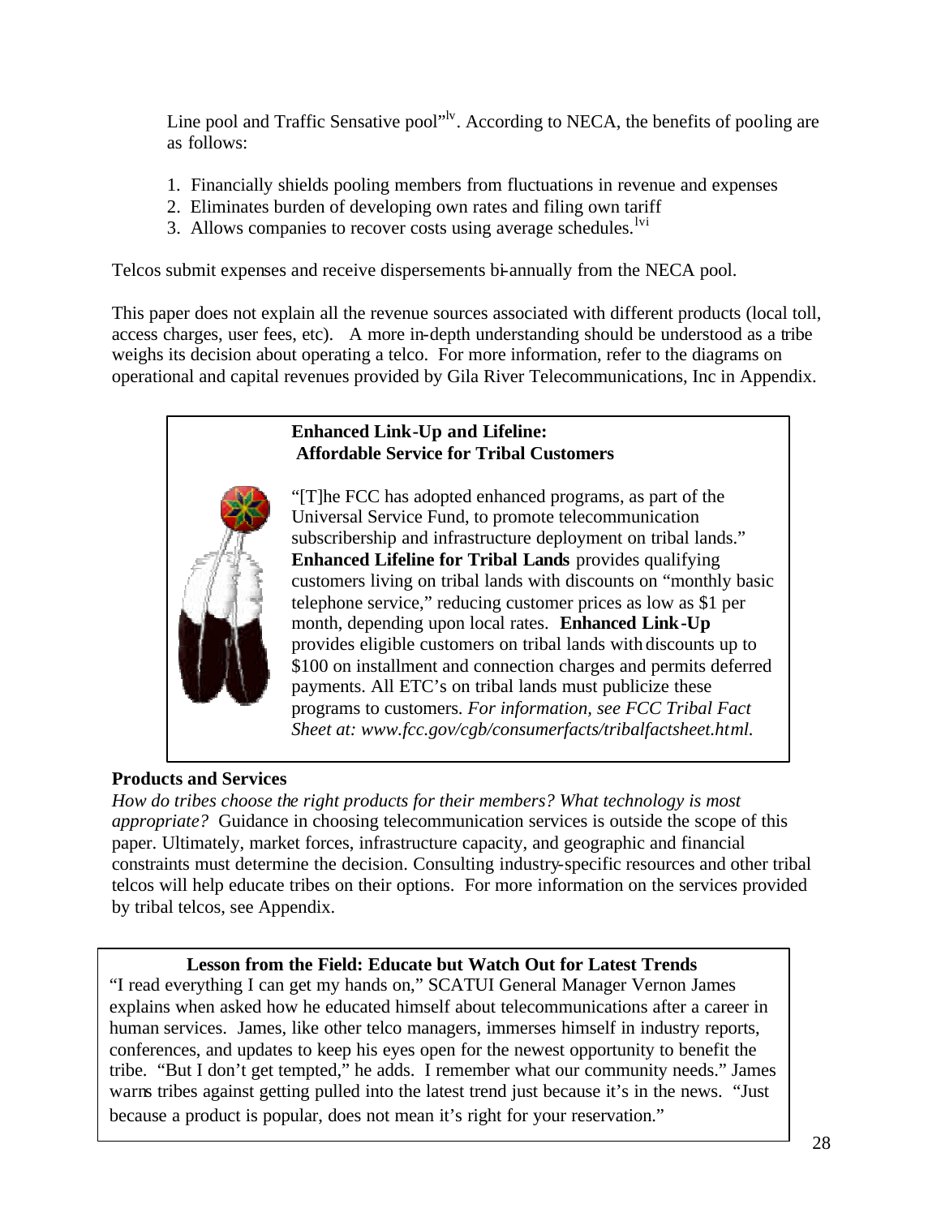Line pool and Traffic Sensative pool"[lv]. According to NECA, the benefits of pooling are as follows:

1. Financially shields pooling members from fluctuations in revenue and expenses
2. Eliminates burden of developing own rates and filing own tariff
3. Allows companies to recover costs using average schedules.[lvi]

Telcos submit expenses and receive dispersements bi-annually from the NECA pool.

This paper does not explain all the revenue sources associated with different products (local toll, access charges, user fees, etc). A more in-depth understanding should be understood as a tribe weighs its decision about operating a telco. For more information, refer to the diagrams on operational and capital revenues provided by Gila River Telecommunications, Inc in Appendix.

> **Enhanced Link-Up and Lifeline: Affordable Service for Tribal Customers**
>
> "[T]he FCC has adopted enhanced programs, as part of the Universal Service Fund, to promote telecommunication subscribership and infrastructure deployment on tribal lands." **Enhanced Lifeline for Tribal Lands** provides qualifying customers living on tribal lands with discounts on "monthly basic telephone service," reducing customer prices as low as $1 per month, depending upon local rates. **Enhanced Link-Up** provides eligible customers on tribal lands with discounts up to $100 on installment and connection charges and permits deferred payments. All ETC's on tribal lands must publicize these programs to customers. *For information, see FCC Tribal Fact Sheet at: www.fcc.gov/cgb/consumerfacts/tribalfactsheet.html.*

**Products and Services**

*How do tribes choose the right products for their members? What technology is most appropriate?* Guidance in choosing telecommunication services is outside the scope of this paper. Ultimately, market forces, infrastructure capacity, and geographic and financial constraints must determine the decision. Consulting industry-specific resources and other tribal telcos will help educate tribes on their options. For more information on the services provided by tribal telcos, see Appendix.

> **Lesson from the Field: Educate but Watch Out for Latest Trends**
>
> "I read everything I can get my hands on," SCATUI General Manager Vernon James explains when asked how he educated himself about telecommunications after a career in human services. James, like other telco managers, immerses himself in industry reports, conferences, and updates to keep his eyes open for the newest opportunity to benefit the tribe. "But I don't get tempted," he adds. I remember what our community needs." James warns tribes against getting pulled into the latest trend just because it's in the news. "Just because a product is popular, does not mean it's right for your reservation."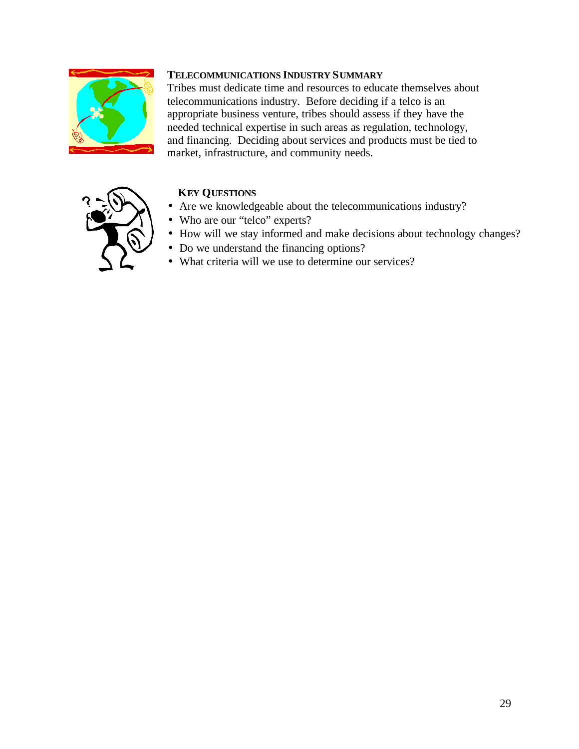### Telecommunications Industry Summary

Tribes must dedicate time and resources to educate themselves about telecommunications industry. Before deciding if a telco is an appropriate business venture, tribes should assess if they have the needed technical expertise in such areas as regulation, technology, and financing. Deciding about services and products must be tied to market, infrastructure, and community needs.

### Key Questions

- Are we knowledgeable about the telecommunications industry?
- Who are our "telco" experts?
- How will we stay informed and make decisions about technology changes?
- Do we understand the financing options?
- What criteria will we use to determine our services?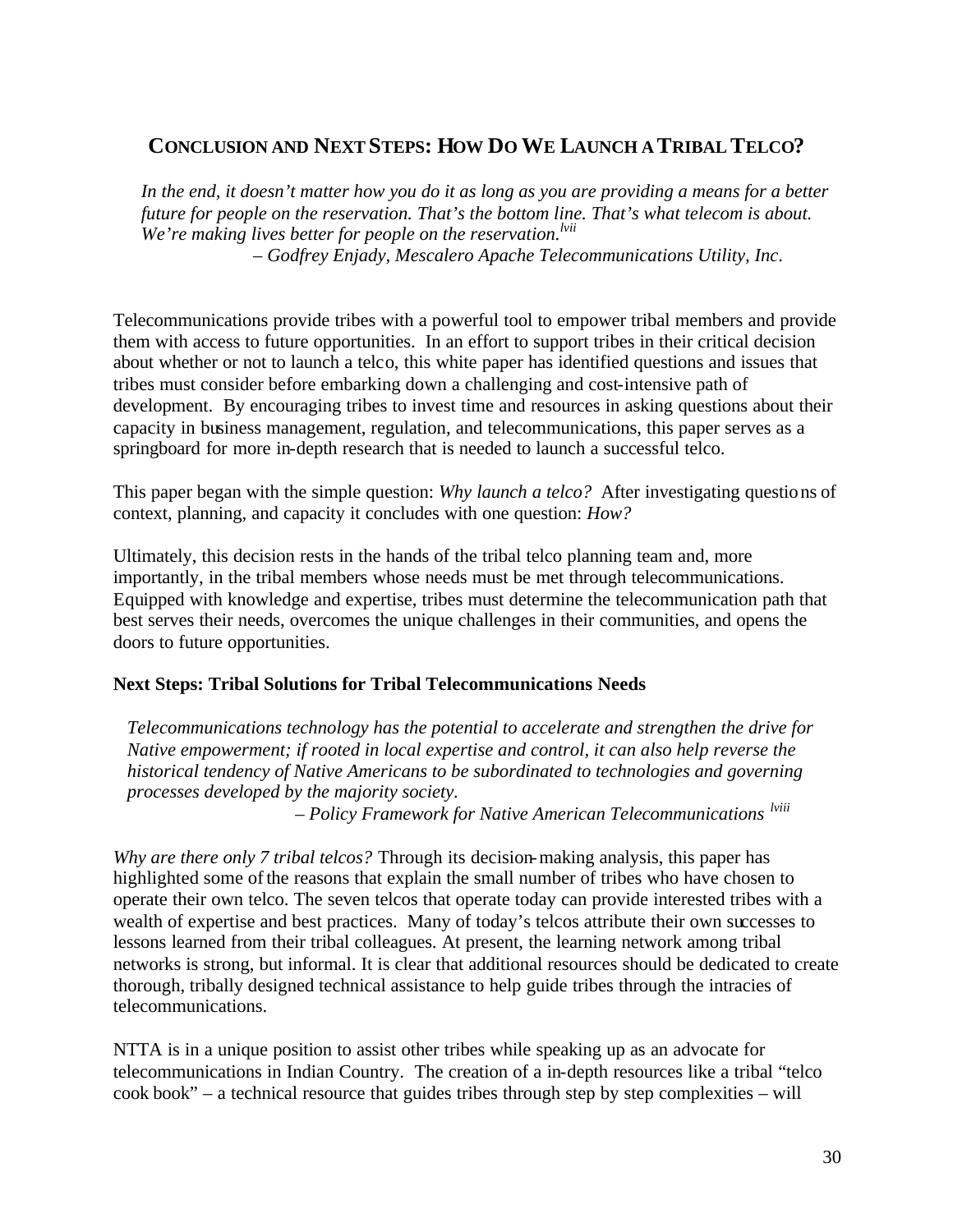## CONCLUSION AND NEXT STEPS: HOW DO WE LAUNCH A TRIBAL TELCO?

> *In the end, it doesn't matter how you do it as long as you are providing a means for a better future for people on the reservation. That's the bottom line. That's what telecom is about. We're making lives better for people on the reservation.*[lvii]
>
> *– Godfrey Enjady, Mescalero Apache Telecommunications Utility, Inc.*

Telecommunications provide tribes with a powerful tool to empower tribal members and provide them with access to future opportunities. In an effort to support tribes in their critical decision about whether or not to launch a telco, this white paper has identified questions and issues that tribes must consider before embarking down a challenging and cost-intensive path of development. By encouraging tribes to invest time and resources in asking questions about their capacity in business management, regulation, and telecommunications, this paper serves as a springboard for more in-depth research that is needed to launch a successful telco.

This paper began with the simple question: *Why launch a telco?* After investigating questions of context, planning, and capacity it concludes with one question: *How?*

Ultimately, this decision rests in the hands of the tribal telco planning team and, more importantly, in the tribal members whose needs must be met through telecommunications. Equipped with knowledge and expertise, tribes must determine the telecommunication path that best serves their needs, overcomes the unique challenges in their communities, and opens the doors to future opportunities.

**Next Steps: Tribal Solutions for Tribal Telecommunications Needs**

> *Telecommunications technology has the potential to accelerate and strengthen the drive for Native empowerment; if rooted in local expertise and control, it can also help reverse the historical tendency of Native Americans to be subordinated to technologies and governing processes developed by the majority society.*
>
> *– Policy Framework for Native American Telecommunications* [lviii]

*Why are there only 7 tribal telcos?* Through its decision-making analysis, this paper has highlighted some of the reasons that explain the small number of tribes who have chosen to operate their own telco. The seven telcos that operate today can provide interested tribes with a wealth of expertise and best practices. Many of today's telcos attribute their own successes to lessons learned from their tribal colleagues. At present, the learning network among tribal networks is strong, but informal. It is clear that additional resources should be dedicated to create thorough, tribally designed technical assistance to help guide tribes through the intracies of telecommunications.

NTTA is in a unique position to assist other tribes while speaking up as an advocate for telecommunications in Indian Country. The creation of a in-depth resources like a tribal "telco cook book" – a technical resource that guides tribes through step by step complexities – will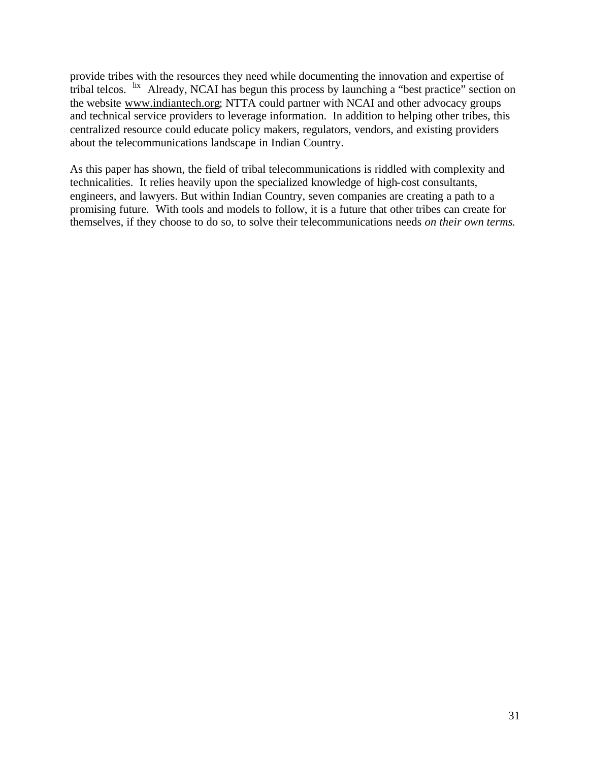provide tribes with the resources they need while documenting the innovation and expertise of tribal telcos. [lix] Already, NCAI has begun this process by launching a "best practice" section on the website www.indiantech.org; NTTA could partner with NCAI and other advocacy groups and technical service providers to leverage information. In addition to helping other tribes, this centralized resource could educate policy makers, regulators, vendors, and existing providers about the telecommunications landscape in Indian Country.

As this paper has shown, the field of tribal telecommunications is riddled with complexity and technicalities. It relies heavily upon the specialized knowledge of high-cost consultants, engineers, and lawyers. But within Indian Country, seven companies are creating a path to a promising future. With tools and models to follow, it is a future that other tribes can create for themselves, if they choose to do so, to solve their telecommunications needs *on their own terms*.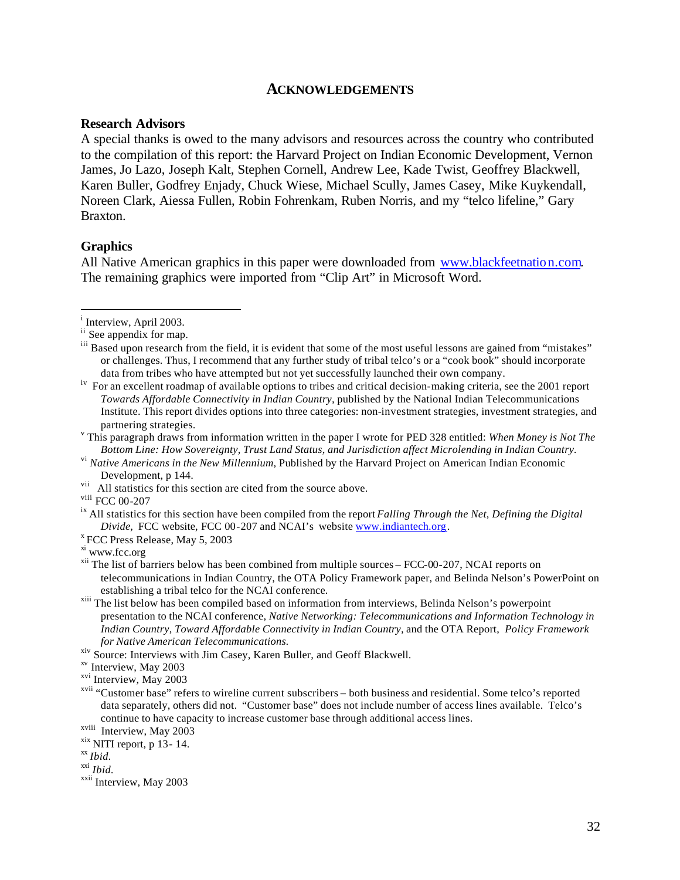## ACKNOWLEDGEMENTS

### Research Advisors

A special thanks is owed to the many advisors and resources across the country who contributed to the compilation of this report: the Harvard Project on Indian Economic Development, Vernon James, Jo Lazo, Joseph Kalt, Stephen Cornell, Andrew Lee, Kade Twist, Geoffrey Blackwell, Karen Buller, Godfrey Enjady, Chuck Wiese, Michael Scully, James Casey, Mike Kuykendall, Noreen Clark, Aiessa Fullen, Robin Fohrenkam, Ruben Norris, and my "telco lifeline," Gary Braxton.

### Graphics

All Native American graphics in this paper were downloaded from www.blackfeetnation.com. The remaining graphics were imported from "Clip Art" in Microsoft Word.

---

[i] Interview, April 2003.

[ii] See appendix for map.

[iii] Based upon research from the field, it is evident that some of the most useful lessons are gained from "mistakes" or challenges. Thus, I recommend that any further study of tribal telco's or a "cook book" should incorporate data from tribes who have attempted but not yet successfully launched their own company.

[iv] For an excellent roadmap of available options to tribes and critical decision-making criteria, see the 2001 report *Towards Affordable Connectivity in Indian Country*, published by the National Indian Telecommunications Institute. This report divides options into three categories: non-investment strategies, investment strategies, and partnering strategies.

[v] This paragraph draws from information written in the paper I wrote for PED 328 entitled: *When Money is Not The Bottom Line: How Sovereignty, Trust Land Status, and Jurisdiction affect Microlending in Indian Country.*

[vi] *Native Americans in the New Millennium,* Published by the Harvard Project on American Indian Economic Development, p 144.

[vii] All statistics for this section are cited from the source above.

[viii] FCC 00-207

[ix] All statistics for this section have been compiled from the report *Falling Through the Net, Defining the Digital Divide,* FCC website, FCC 00-207 and NCAI's website www.indiantech.org.

[x] FCC Press Release, May 5, 2003

[xi] www.fcc.org

[xii] The list of barriers below has been combined from multiple sources – FCC-00-207, NCAI reports on telecommunications in Indian Country, the OTA Policy Framework paper, and Belinda Nelson's PowerPoint on establishing a tribal telco for the NCAI conference.

[xiii] The list below has been compiled based on information from interviews, Belinda Nelson's powerpoint presentation to the NCAI conference, *Native Networking: Telecommunications and Information Technology in Indian Country, Toward Affordable Connectivity in Indian Country,* and the OTA Report, *Policy Framework for Native American Telecommunications.*

[xiv] Source: Interviews with Jim Casey, Karen Buller, and Geoff Blackwell.

[xv] Interview, May 2003

[xvi] Interview, May 2003

[xvii] "Customer base" refers to wireline current subscribers – both business and residential. Some telco's reported data separately, others did not. "Customer base" does not include number of access lines available. Telco's continue to have capacity to increase customer base through additional access lines.

[xviii] Interview, May 2003

[xix] NITI report, p 13- 14.

[xx] *Ibid.*

[xxi] *Ibid.*

[xxii] Interview, May 2003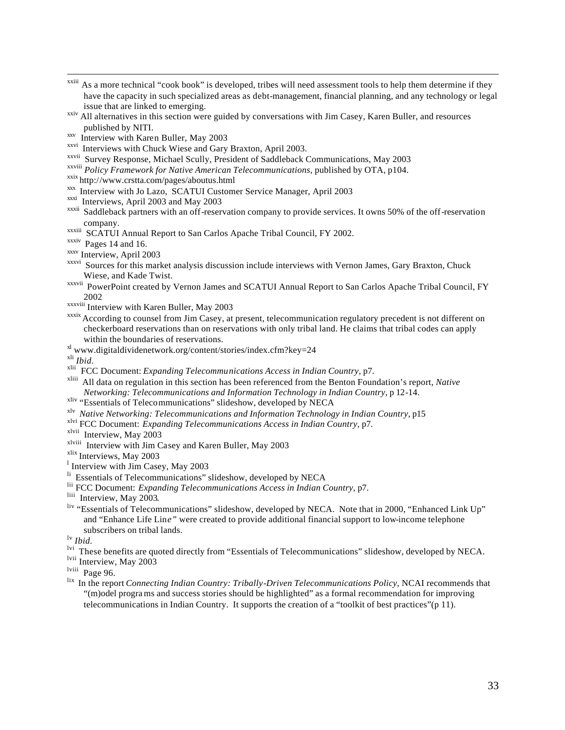[xxiii] As a more technical "cook book" is developed, tribes will need assessment tools to help them determine if they have the capacity in such specialized areas as debt-management, financial planning, and any technology or legal issue that are linked to emerging.

[xxiv] All alternatives in this section were guided by conversations with Jim Casey, Karen Buller, and resources published by NITI.

[xxv] Interview with Karen Buller, May 2003

[xxvi] Interviews with Chuck Wiese and Gary Braxton, April 2003.

[xxvii] Survey Response, Michael Scully, President of Saddleback Communications, May 2003

[xxviii] *Policy Framework for Native American Telecommunications*, published by OTA, p104.

[xxix] http://www.crstta.com/pages/aboutus.html

[xxx] Interview with Jo Lazo, SCATUI Customer Service Manager, April 2003

[xxxi] Interviews, April 2003 and May 2003

[xxxii] Saddleback partners with an off-reservation company to provide services. It owns 50% of the off-reservation company.

[xxxiii] SCATUI Annual Report to San Carlos Apache Tribal Council, FY 2002.

[xxxiv] Pages 14 and 16.

[xxxv] Interview, April 2003

[xxxvi] Sources for this market analysis discussion include interviews with Vernon James, Gary Braxton, Chuck Wiese, and Kade Twist.

[xxxvii] PowerPoint created by Vernon James and SCATUI Annual Report to San Carlos Apache Tribal Council, FY 2002

[xxxviii] Interview with Karen Buller, May 2003

[xxxix] According to counsel from Jim Casey, at present, telecommunication regulatory precedent is not different on checkerboard reservations than on reservations with only tribal land. He claims that tribal codes can apply within the boundaries of reservations.

[xl] www.digitaldividenetwork.org/content/stories/index.cfm?key=24

[xli] *Ibid.*

[xlii] FCC Document: *Expanding Telecommunications Access in Indian Country*, p7.

[xliii] All data on regulation in this section has been referenced from the Benton Foundation's report, *Native Networking: Telecommunications and Information Technology in Indian Country*, p 12-14.

[xliv] "Essentials of Telecommunications" slideshow, developed by NECA

[xlv] *Native Networking: Telecommunications and Information Technology in Indian Country*, p15

[xlvi] FCC Document: *Expanding Telecommunications Access in Indian Country*, p7.

[xlvii] Interview, May 2003

[xlviii] Interview with Jim Casey and Karen Buller, May 2003

[xlix] Interviews, May 2003

[l] Interview with Jim Casey, May 2003

[li] Essentials of Telecommunications" slideshow, developed by NECA

[lii] FCC Document: *Expanding Telecommunications Access in Indian Country*, p7.

[liii] Interview, May 2003.

[liv] "Essentials of Telecommunications" slideshow, developed by NECA. Note that in 2000, "Enhanced Link Up" and "Enhance Life Line" were created to provide additional financial support to low-income telephone subscribers on tribal lands.

[lv] *Ibid.*

[lvi] These benefits are quoted directly from "Essentials of Telecommunications" slideshow, developed by NECA.

[lvii] Interview, May 2003

[lviii] Page 96.

[lix] In the report *Connecting Indian Country: Tribally-Driven Telecommunications Policy*, NCAI recommends that "(m)odel programs and success stories should be highlighted" as a formal recommendation for improving telecommunications in Indian Country. It supports the creation of a "toolkit of best practices"(p 11).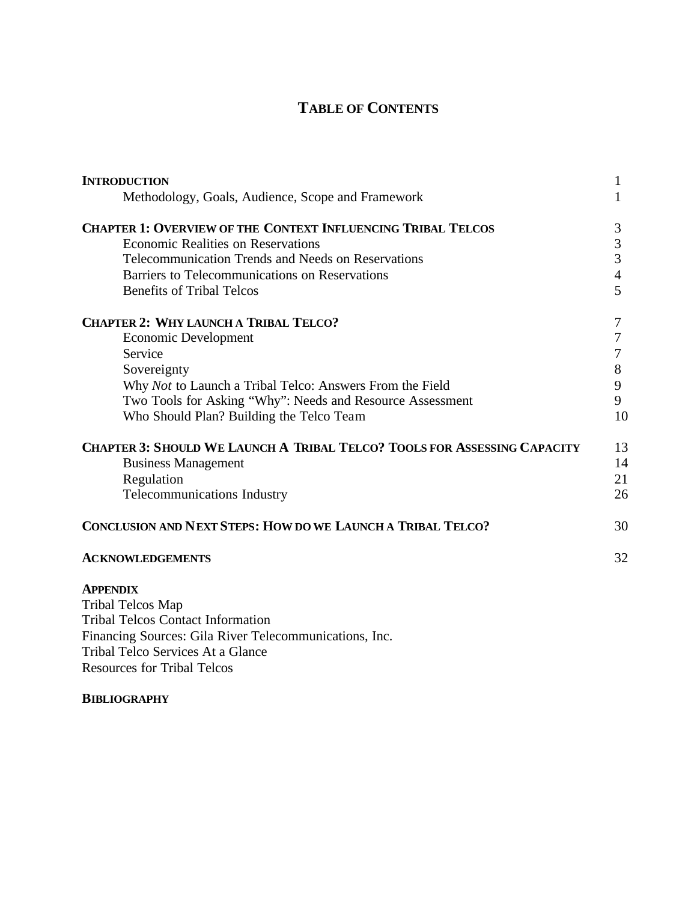# TABLE OF CONTENTS

| | |
|---|---|
| **INTRODUCTION** | 1 |
| Methodology, Goals, Audience, Scope and Framework | 1 |
| **CHAPTER 1: OVERVIEW OF THE CONTEXT INFLUENCING TRIBAL TELCOS** | 3 |
| Economic Realities on Reservations | 3 |
| Telecommunication Trends and Needs on Reservations | 3 |
| Barriers to Telecommunications on Reservations | 4 |
| Benefits of Tribal Telcos | 5 |
| **CHAPTER 2: WHY LAUNCH A TRIBAL TELCO?** | 7 |
| Economic Development | 7 |
| Service | 7 |
| Sovereignty | 8 |
| Why *Not* to Launch a Tribal Telco: Answers From the Field | 9 |
| Two Tools for Asking "Why": Needs and Resource Assessment | 9 |
| Who Should Plan? Building the Telco Team | 10 |
| **CHAPTER 3: SHOULD WE LAUNCH A TRIBAL TELCO? TOOLS FOR ASSESSING CAPACITY** | 13 |
| Business Management | 14 |
| Regulation | 21 |
| Telecommunications Industry | 26 |
| **CONCLUSION AND NEXT STEPS: HOW DO WE LAUNCH A TRIBAL TELCO?** | 30 |
| **ACKNOWLEDGEMENTS** | 32 |

**APPENDIX**

Tribal Telcos Map
Tribal Telcos Contact Information
Financing Sources: Gila River Telecommunications, Inc.
Tribal Telco Services At a Glance
Resources for Tribal Telcos

**BIBLIOGRAPHY**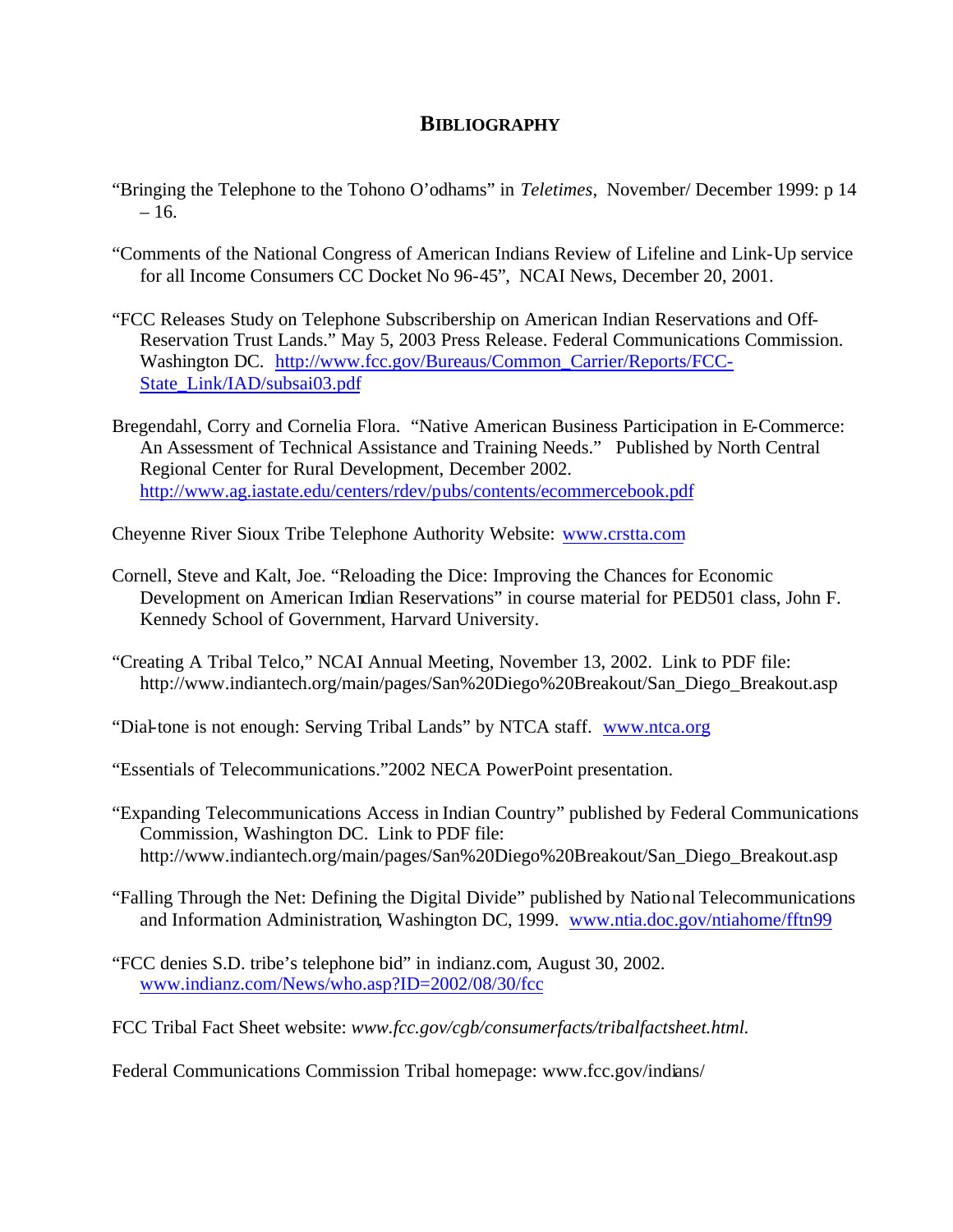# BIBLIOGRAPHY

"Bringing the Telephone to the Tohono O'odhams" in *Teletimes*, November/ December 1999: p 14 – 16.

"Comments of the National Congress of American Indians Review of Lifeline and Link-Up service for all Income Consumers CC Docket No 96-45", NCAI News, December 20, 2001.

"FCC Releases Study on Telephone Subscribership on American Indian Reservations and Off-Reservation Trust Lands." May 5, 2003 Press Release. Federal Communications Commission. Washington DC. http://www.fcc.gov/Bureaus/Common_Carrier/Reports/FCC-State_Link/IAD/subsai03.pdf

Bregendahl, Corry and Cornelia Flora. "Native American Business Participation in E-Commerce: An Assessment of Technical Assistance and Training Needs." Published by North Central Regional Center for Rural Development, December 2002. http://www.ag.iastate.edu/centers/rdev/pubs/contents/ecommercebook.pdf

Cheyenne River Sioux Tribe Telephone Authority Website: www.crstta.com

Cornell, Steve and Kalt, Joe. "Reloading the Dice: Improving the Chances for Economic Development on American Indian Reservations" in course material for PED501 class, John F. Kennedy School of Government, Harvard University.

"Creating A Tribal Telco," NCAI Annual Meeting, November 13, 2002. Link to PDF file: http://www.indiantech.org/main/pages/San%20Diego%20Breakout/San_Diego_Breakout.asp

"Dial-tone is not enough: Serving Tribal Lands" by NTCA staff. www.ntca.org

"Essentials of Telecommunications."2002 NECA PowerPoint presentation.

"Expanding Telecommunications Access in Indian Country" published by Federal Communications Commission, Washington DC. Link to PDF file: http://www.indiantech.org/main/pages/San%20Diego%20Breakout/San_Diego_Breakout.asp

"Falling Through the Net: Defining the Digital Divide" published by National Telecommunications and Information Administration, Washington DC, 1999. www.ntia.doc.gov/ntiahome/fftn99

"FCC denies S.D. tribe's telephone bid" in indianz.com, August 30, 2002. www.indianz.com/News/who.asp?ID=2002/08/30/fcc

FCC Tribal Fact Sheet website: *www.fcc.gov/cgb/consumerfacts/tribalfactsheet.html.*

Federal Communications Commission Tribal homepage: www.fcc.gov/indians/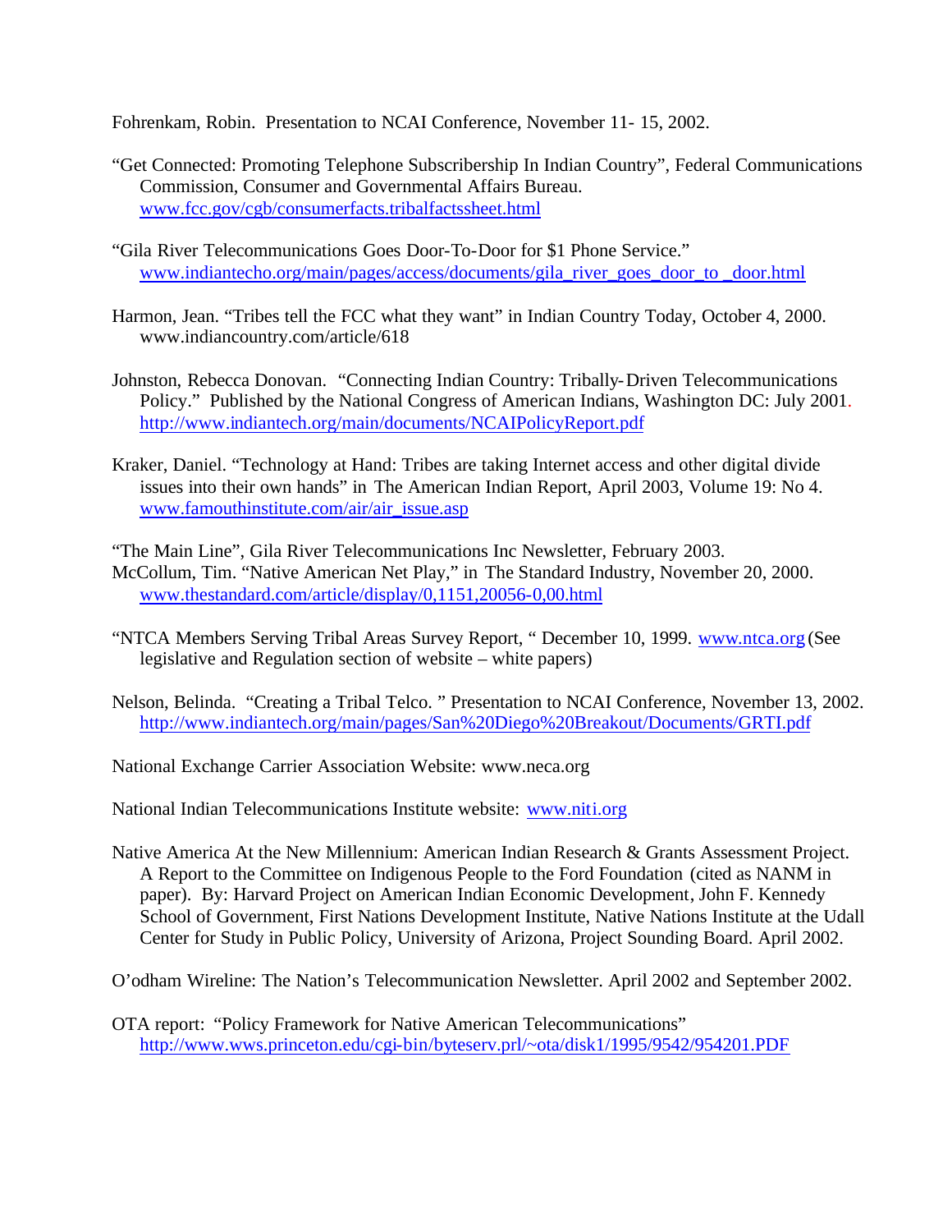Fohrenkam, Robin. Presentation to NCAI Conference, November 11- 15, 2002.

"Get Connected: Promoting Telephone Subscribership In Indian Country", Federal Communications Commission, Consumer and Governmental Affairs Bureau. www.fcc.gov/cgb/consumerfacts.tribalfactssheet.html

"Gila River Telecommunications Goes Door-To-Door for $1 Phone Service." www.indiantecho.org/main/pages/access/documents/gila_river_goes_door_to _door.html

Harmon, Jean. "Tribes tell the FCC what they want" in Indian Country Today, October 4, 2000. www.indiancountry.com/article/618

Johnston, Rebecca Donovan. "Connecting Indian Country: Tribally-Driven Telecommunications Policy." Published by the National Congress of American Indians, Washington DC: July 2001. http://www.indiantech.org/main/documents/NCAIPolicyReport.pdf

Kraker, Daniel. "Technology at Hand: Tribes are taking Internet access and other digital divide issues into their own hands" in The American Indian Report, April 2003, Volume 19: No 4. www.famouthinstitute.com/air/air_issue.asp

"The Main Line", Gila River Telecommunications Inc Newsletter, February 2003.

McCollum, Tim. "Native American Net Play," in The Standard Industry, November 20, 2000. www.thestandard.com/article/display/0,1151,20056-0,00.html

"NTCA Members Serving Tribal Areas Survey Report, " December 10, 1999. www.ntca.org (See legislative and Regulation section of website – white papers)

Nelson, Belinda. "Creating a Tribal Telco. " Presentation to NCAI Conference, November 13, 2002. http://www.indiantech.org/main/pages/San%20Diego%20Breakout/Documents/GRTI.pdf

National Exchange Carrier Association Website: www.neca.org

National Indian Telecommunications Institute website: www.niti.org

Native America At the New Millennium: American Indian Research & Grants Assessment Project. A Report to the Committee on Indigenous People to the Ford Foundation (cited as NANM in paper). By: Harvard Project on American Indian Economic Development, John F. Kennedy School of Government, First Nations Development Institute, Native Nations Institute at the Udall Center for Study in Public Policy, University of Arizona, Project Sounding Board. April 2002.

O'odham Wireline: The Nation's Telecommunication Newsletter. April 2002 and September 2002.

OTA report: "Policy Framework for Native American Telecommunications" http://www.wws.princeton.edu/cgi-bin/byteserv.prl/~ota/disk1/1995/9542/954201.PDF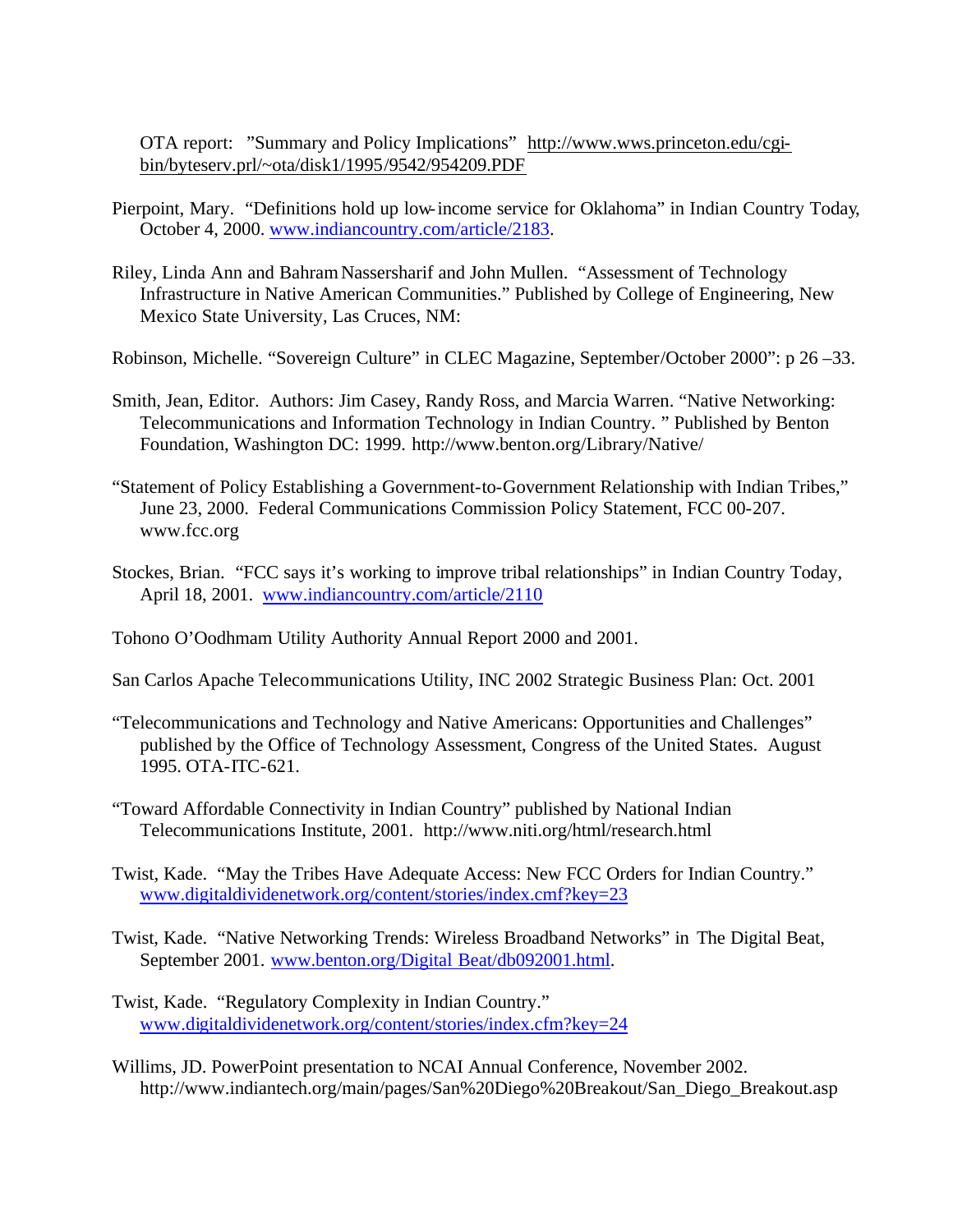OTA report: "Summary and Policy Implications" http://www.wws.princeton.edu/cgi-bin/byteserv.prl/~ota/disk1/1995/9542/954209.PDF

Pierpoint, Mary. "Definitions hold up low-income service for Oklahoma" in Indian Country Today, October 4, 2000. www.indiancountry.com/article/2183.

Riley, Linda Ann and Bahram Nassersharif and John Mullen. "Assessment of Technology Infrastructure in Native American Communities." Published by College of Engineering, New Mexico State University, Las Cruces, NM:

Robinson, Michelle. "Sovereign Culture" in CLEC Magazine, September/October 2000": p 26 –33.

Smith, Jean, Editor. Authors: Jim Casey, Randy Ross, and Marcia Warren. "Native Networking: Telecommunications and Information Technology in Indian Country. " Published by Benton Foundation, Washington DC: 1999. http://www.benton.org/Library/Native/

"Statement of Policy Establishing a Government-to-Government Relationship with Indian Tribes," June 23, 2000. Federal Communications Commission Policy Statement, FCC 00-207. www.fcc.org

Stockes, Brian. "FCC says it's working to improve tribal relationships" in Indian Country Today, April 18, 2001. www.indiancountry.com/article/2110

Tohono O'Oodhmam Utility Authority Annual Report 2000 and 2001.

San Carlos Apache Telecommunications Utility, INC 2002 Strategic Business Plan: Oct. 2001

"Telecommunications and Technology and Native Americans: Opportunities and Challenges" published by the Office of Technology Assessment, Congress of the United States. August 1995. OTA-ITC-621.

"Toward Affordable Connectivity in Indian Country" published by National Indian Telecommunications Institute, 2001. http://www.niti.org/html/research.html

Twist, Kade. "May the Tribes Have Adequate Access: New FCC Orders for Indian Country." www.digitaldividenetwork.org/content/stories/index.cmf?key=23

Twist, Kade. "Native Networking Trends: Wireless Broadband Networks" in The Digital Beat, September 2001. www.benton.org/Digital Beat/db092001.html.

Twist, Kade. "Regulatory Complexity in Indian Country." www.digitaldividenetwork.org/content/stories/index.cfm?key=24

Willims, JD. PowerPoint presentation to NCAI Annual Conference, November 2002. http://www.indiantech.org/main/pages/San%20Diego%20Breakout/San_Diego_Breakout.asp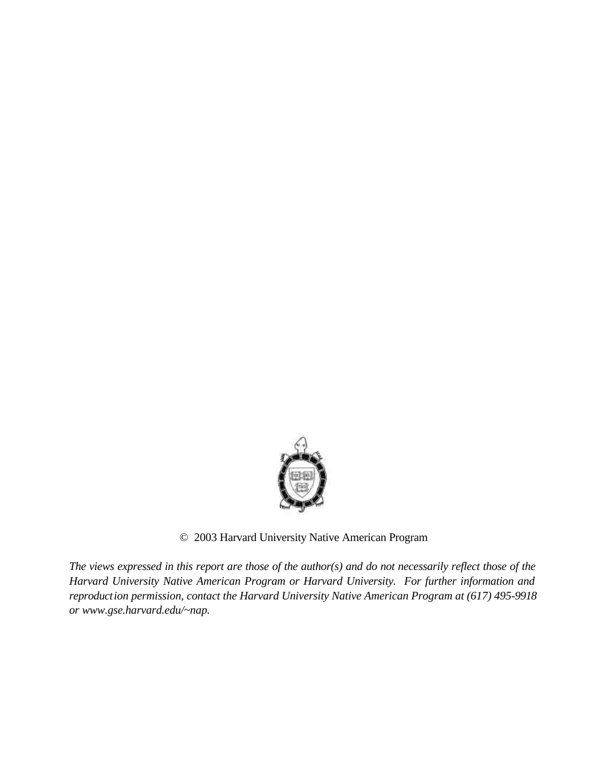© 2003 Harvard University Native American Program

*The views expressed in this report are those of the author(s) and do not necessarily reflect those of the Harvard University Native American Program or Harvard University. For further information and reproduction permission, contact the Harvard University Native American Program at (617) 495-9918 or www.gse.harvard.edu/~nap.*